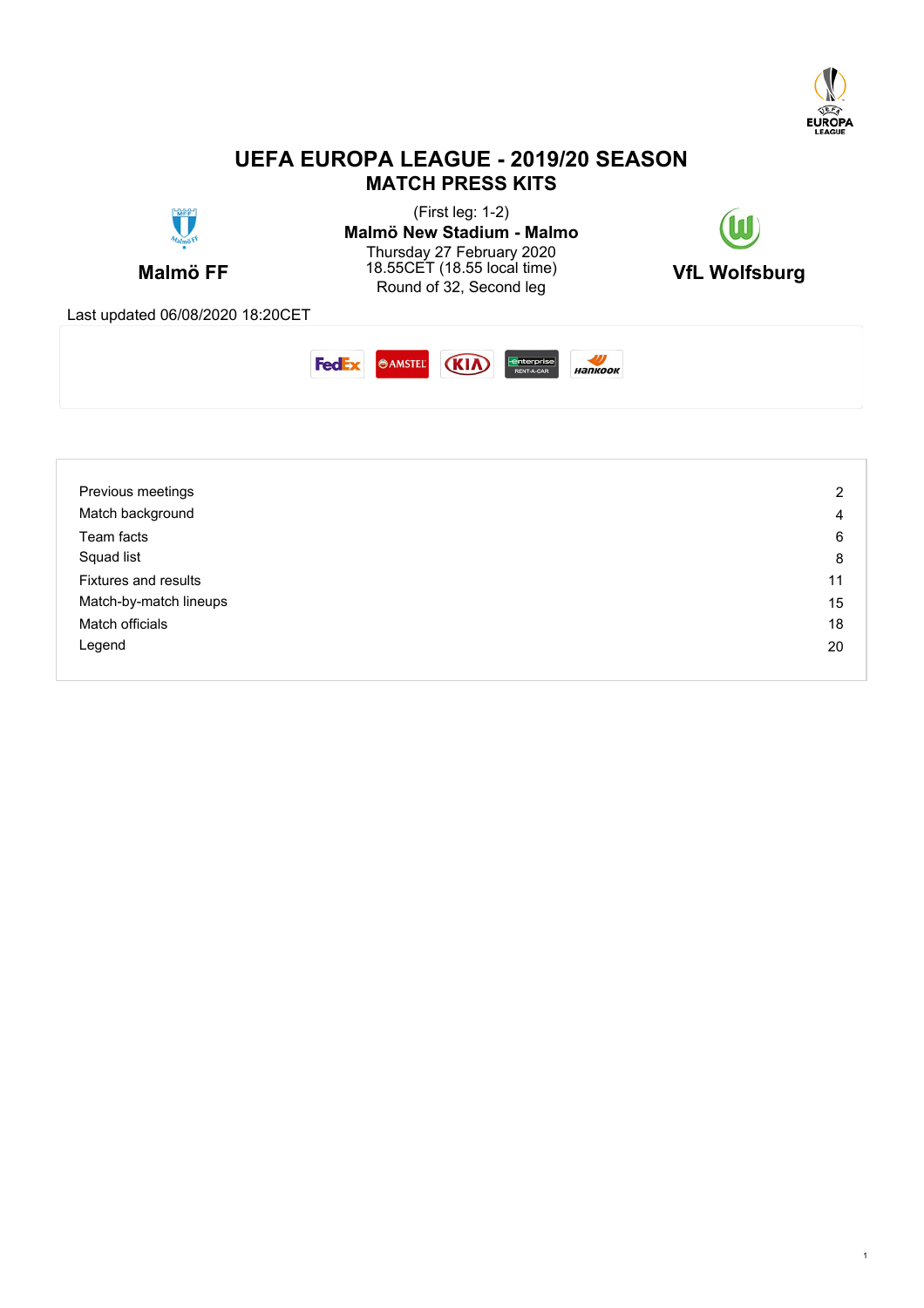# UEFA EUROPA LEAGUE - 2019/20 SEASON

## MATCH PRESS KITS

**Malmö FF**

(First leg: 1-2)

**Malmö New Stadium - Malmo**

Thursday 27 February 2020
18.55CET (18.55 local time)
Round of 32, Second leg

**VfL Wolfsburg**

Last updated 06/08/2020 18:20CET

| | |
|---|---|
| Previous meetings | 2 |
| Match background | 4 |
| Team facts | 6 |
| Squad list | 8 |
| Fixtures and results | 11 |
| Match-by-match lineups | 15 |
| Match officials | 18 |
| Legend | 20 |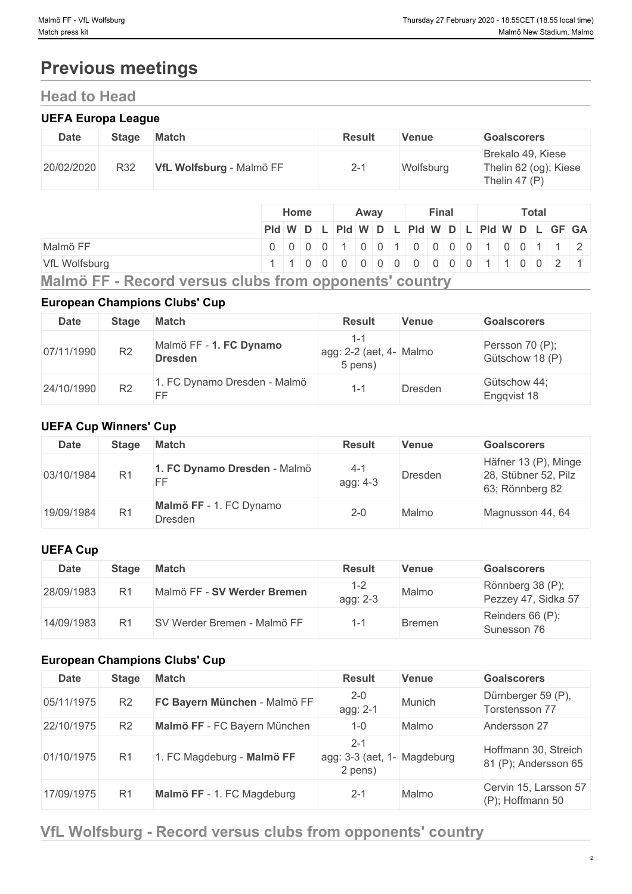# Previous meetings

## Head to Head

### UEFA Europa League

| Date | Stage | Match | Result | Venue | Goalscorers |
|---|---|---|---|---|---|
| 20/02/2020 | R32 | **VfL Wolfsburg** - Malmö FF | 2-1 | Wolfsburg | Brekalo 49, Kiese Thelin 62 (og); Kiese Thelin 47 (P) |

| | Home | | | | Away | | | | Final | | | | Total | | | | | |
|---|---|---|---|---|---|---|---|---|---|---|---|---|---|---|---|---|---|---|
| | Pld | W | D | L | Pld | W | D | L | Pld | W | D | L | Pld | W | D | L | GF | GA |
| Malmö FF | 0 | 0 | 0 | 0 | 1 | 0 | 0 | 1 | 0 | 0 | 0 | 0 | 1 | 0 | 0 | 1 | 1 | 2 |
| VfL Wolfsburg | 1 | 1 | 0 | 0 | 0 | 0 | 0 | 0 | 0 | 0 | 0 | 0 | 1 | 1 | 0 | 0 | 2 | 1 |

## Malmö FF - Record versus clubs from opponents' country

### European Champions Clubs' Cup

| Date | Stage | Match | Result | Venue | Goalscorers |
|---|---|---|---|---|---|
| 07/11/1990 | R2 | Malmö FF - **1. FC Dynamo Dresden** | 1-1 agg: 2-2 (aet, 4-5 pens) | Malmo | Persson 70 (P); Gütschow 18 (P) |
| 24/10/1990 | R2 | 1. FC Dynamo Dresden - Malmö FF | 1-1 | Dresden | Gütschow 44; Engqvist 18 |

### UEFA Cup Winners' Cup

| Date | Stage | Match | Result | Venue | Goalscorers |
|---|---|---|---|---|---|
| 03/10/1984 | R1 | **1. FC Dynamo Dresden** - Malmö FF | 4-1 agg: 4-3 | Dresden | Häfner 13 (P), Minge 28, Stübner 52, Pilz 63; Rönnberg 82 |
| 19/09/1984 | R1 | **Malmö FF** - 1. FC Dynamo Dresden | 2-0 | Malmo | Magnusson 44, 64 |

### UEFA Cup

| Date | Stage | Match | Result | Venue | Goalscorers |
|---|---|---|---|---|---|
| 28/09/1983 | R1 | Malmö FF - **SV Werder Bremen** | 1-2 agg: 2-3 | Malmo | Rönnberg 38 (P); Pezzey 47, Sidka 57 |
| 14/09/1983 | R1 | SV Werder Bremen - Malmö FF | 1-1 | Bremen | Reinders 66 (P); Sunesson 76 |

### European Champions Clubs' Cup

| Date | Stage | Match | Result | Venue | Goalscorers |
|---|---|---|---|---|---|
| 05/11/1975 | R2 | **FC Bayern München** - Malmö FF | 2-0 agg: 2-1 | Munich | Dürnberger 59 (P), Torstensson 77 |
| 22/10/1975 | R2 | **Malmö FF** - FC Bayern München | 1-0 | Malmo | Andersson 27 |
| 01/10/1975 | R1 | 1. FC Magdeburg - **Malmö FF** | 2-1 agg: 3-3 (aet, 1-2 pens) | Magdeburg | Hoffmann 30, Streich 81 (P); Andersson 65 |
| 17/09/1975 | R1 | **Malmö FF** - 1. FC Magdeburg | 2-1 | Malmo | Cervin 15, Larsson 57 (P); Hoffmann 50 |

## VfL Wolfsburg - Record versus clubs from opponents' country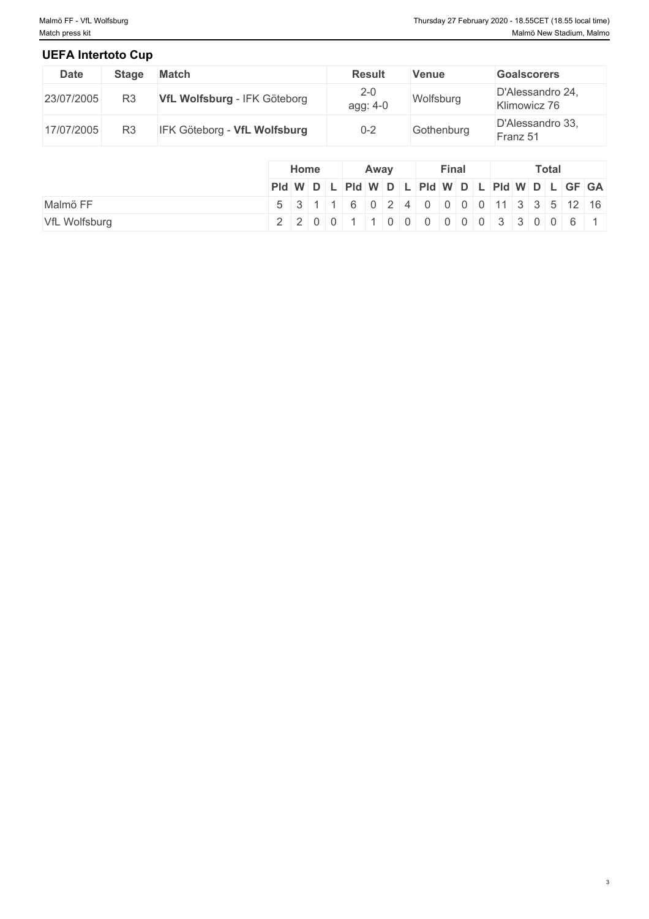## UEFA Intertoto Cup

| Date | Stage | Match | Result | Venue | Goalscorers |
|---|---|---|---|---|---|
| 23/07/2005 | R3 | **VfL Wolfsburg** - IFK Göteborg | 2-0 agg: 4-0 | Wolfsburg | D'Alessandro 24, Klimowicz 76 |
| 17/07/2005 | R3 | IFK Göteborg - **VfL Wolfsburg** | 0-2 | Gothenburg | D'Alessandro 33, Franz 51 |

| | Home | | | | Away | | | | Final | | | | Total | | | | | |
|---|---|---|---|---|---|---|---|---|---|---|---|---|---|---|---|---|---|---|
| | Pld | W | D | L | Pld | W | D | L | Pld | W | D | L | Pld | W | D | L | GF | GA |
| Malmö FF | 5 | 3 | 1 | 1 | 6 | 0 | 2 | 4 | 0 | 0 | 0 | 0 | 11 | 3 | 3 | 5 | 12 | 16 |
| VfL Wolfsburg | 2 | 2 | 0 | 0 | 1 | 1 | 0 | 0 | 0 | 0 | 0 | 0 | 3 | 3 | 0 | 0 | 6 | 1 |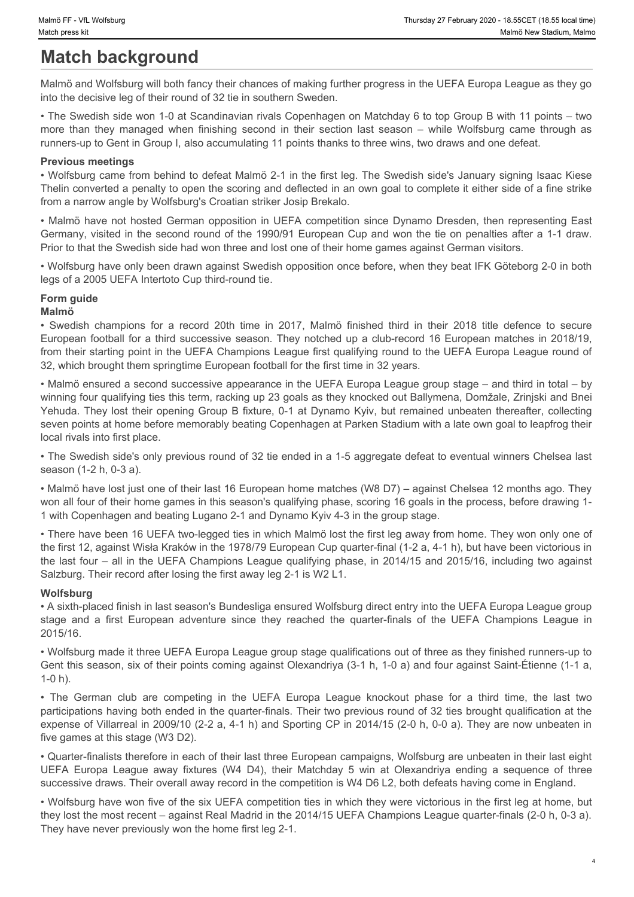# Match background

Malmö and Wolfsburg will both fancy their chances of making further progress in the UEFA Europa League as they go into the decisive leg of their round of 32 tie in southern Sweden.

• The Swedish side won 1-0 at Scandinavian rivals Copenhagen on Matchday 6 to top Group B with 11 points – two more than they managed when finishing second in their section last season – while Wolfsburg came through as runners-up to Gent in Group I, also accumulating 11 points thanks to three wins, two draws and one defeat.

### Previous meetings

• Wolfsburg came from behind to defeat Malmö 2-1 in the first leg. The Swedish side's January signing Isaac Kiese Thelin converted a penalty to open the scoring and deflected in an own goal to complete it either side of a fine strike from a narrow angle by Wolfsburg's Croatian striker Josip Brekalo.

• Malmö have not hosted German opposition in UEFA competition since Dynamo Dresden, then representing East Germany, visited in the second round of the 1990/91 European Cup and won the tie on penalties after a 1-1 draw. Prior to that the Swedish side had won three and lost one of their home games against German visitors.

• Wolfsburg have only been drawn against Swedish opposition once before, when they beat IFK Göteborg 2-0 in both legs of a 2005 UEFA Intertoto Cup third-round tie.

### Form guide

**Malmö**

• Swedish champions for a record 20th time in 2017, Malmö finished third in their 2018 title defence to secure European football for a third successive season. They notched up a club-record 16 European matches in 2018/19, from their starting point in the UEFA Champions League first qualifying round to the UEFA Europa League round of 32, which brought them springtime European football for the first time in 32 years.

• Malmö ensured a second successive appearance in the UEFA Europa League group stage – and third in total – by winning four qualifying ties this term, racking up 23 goals as they knocked out Ballymena, Domžale, Zrinjski and Bnei Yehuda. They lost their opening Group B fixture, 0-1 at Dynamo Kyiv, but remained unbeaten thereafter, collecting seven points at home before memorably beating Copenhagen at Parken Stadium with a late own goal to leapfrog their local rivals into first place.

• The Swedish side's only previous round of 32 tie ended in a 1-5 aggregate defeat to eventual winners Chelsea last season (1-2 h, 0-3 a).

• Malmö have lost just one of their last 16 European home matches (W8 D7) – against Chelsea 12 months ago. They won all four of their home games in this season's qualifying phase, scoring 16 goals in the process, before drawing 1-1 with Copenhagen and beating Lugano 2-1 and Dynamo Kyiv 4-3 in the group stage.

• There have been 16 UEFA two-legged ties in which Malmö lost the first leg away from home. They won only one of the first 12, against Wisła Kraków in the 1978/79 European Cup quarter-final (1-2 a, 4-1 h), but have been victorious in the last four – all in the UEFA Champions League qualifying phase, in 2014/15 and 2015/16, including two against Salzburg. Their record after losing the first away leg 2-1 is W2 L1.

**Wolfsburg**

• A sixth-placed finish in last season's Bundesliga ensured Wolfsburg direct entry into the UEFA Europa League group stage and a first European adventure since they reached the quarter-finals of the UEFA Champions League in 2015/16.

• Wolfsburg made it three UEFA Europa League group stage qualifications out of three as they finished runners-up to Gent this season, six of their points coming against Olexandriya (3-1 h, 1-0 a) and four against Saint-Étienne (1-1 a, 1-0 h).

• The German club are competing in the UEFA Europa League knockout phase for a third time, the last two participations having both ended in the quarter-finals. Their two previous round of 32 ties brought qualification at the expense of Villarreal in 2009/10 (2-2 a, 4-1 h) and Sporting CP in 2014/15 (2-0 h, 0-0 a). They are now unbeaten in five games at this stage (W3 D2).

• Quarter-finalists therefore in each of their last three European campaigns, Wolfsburg are unbeaten in their last eight UEFA Europa League away fixtures (W4 D4), their Matchday 5 win at Olexandriya ending a sequence of three successive draws. Their overall away record in the competition is W4 D6 L2, both defeats having come in England.

• Wolfsburg have won five of the six UEFA competition ties in which they were victorious in the first leg at home, but they lost the most recent – against Real Madrid in the 2014/15 UEFA Champions League quarter-finals (2-0 h, 0-3 a). They have never previously won the home first leg 2-1.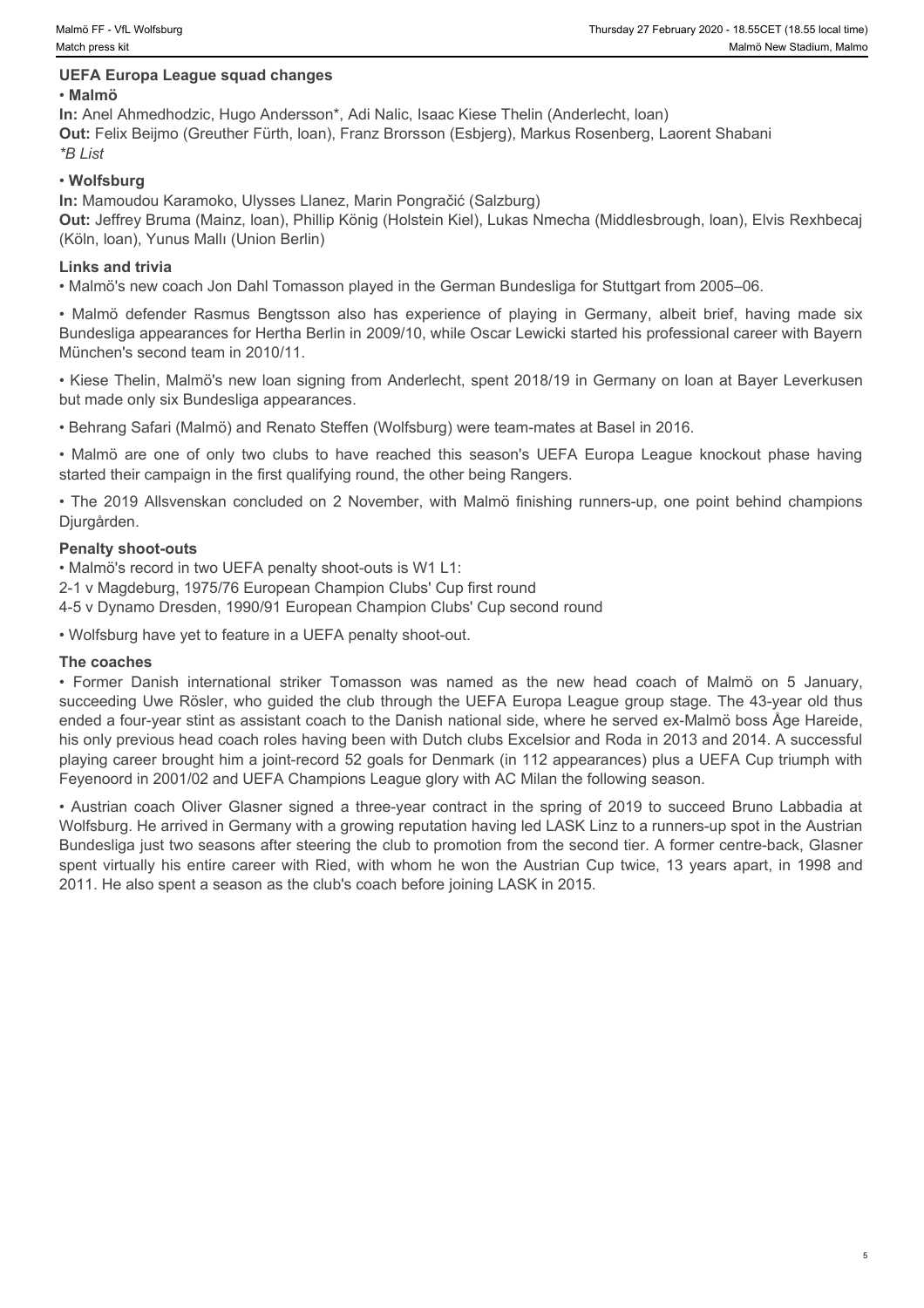### UEFA Europa League squad changes

**• Malmö**

**In:** Anel Ahmedhodzic, Hugo Andersson*, Adi Nalic, Isaac Kiese Thelin (Anderlecht, loan)
**Out:** Felix Beijmo (Greuther Fürth, loan), Franz Brorsson (Esbjerg), Markus Rosenberg, Laorent Shabani
*\*B List*

**• Wolfsburg**

**In:** Mamoudou Karamoko, Ulysses Llanez, Marin Pongračić (Salzburg)
**Out:** Jeffrey Bruma (Mainz, loan), Phillip König (Holstein Kiel), Lukas Nmecha (Middlesbrough, loan), Elvis Rexhbecaj (Köln, loan), Yunus Mallı (Union Berlin)

### Links and trivia

• Malmö's new coach Jon Dahl Tomasson played in the German Bundesliga for Stuttgart from 2005–06.

• Malmö defender Rasmus Bengtsson also has experience of playing in Germany, albeit brief, having made six Bundesliga appearances for Hertha Berlin in 2009/10, while Oscar Lewicki started his professional career with Bayern München's second team in 2010/11.

• Kiese Thelin, Malmö's new loan signing from Anderlecht, spent 2018/19 in Germany on loan at Bayer Leverkusen but made only six Bundesliga appearances.

• Behrang Safari (Malmö) and Renato Steffen (Wolfsburg) were team-mates at Basel in 2016.

• Malmö are one of only two clubs to have reached this season's UEFA Europa League knockout phase having started their campaign in the first qualifying round, the other being Rangers.

• The 2019 Allsvenskan concluded on 2 November, with Malmö finishing runners-up, one point behind champions Djurgården.

### Penalty shoot-outs

• Malmö's record in two UEFA penalty shoot-outs is W1 L1:
2-1 v Magdeburg, 1975/76 European Champion Clubs' Cup first round
4-5 v Dynamo Dresden, 1990/91 European Champion Clubs' Cup second round

• Wolfsburg have yet to feature in a UEFA penalty shoot-out.

### The coaches

• Former Danish international striker Tomasson was named as the new head coach of Malmö on 5 January, succeeding Uwe Rösler, who guided the club through the UEFA Europa League group stage. The 43-year old thus ended a four-year stint as assistant coach to the Danish national side, where he served ex-Malmö boss Åge Hareide, his only previous head coach roles having been with Dutch clubs Excelsior and Roda in 2013 and 2014. A successful playing career brought him a joint-record 52 goals for Denmark (in 112 appearances) plus a UEFA Cup triumph with Feyenoord in 2001/02 and UEFA Champions League glory with AC Milan the following season.

• Austrian coach Oliver Glasner signed a three-year contract in the spring of 2019 to succeed Bruno Labbadia at Wolfsburg. He arrived in Germany with a growing reputation having led LASK Linz to a runners-up spot in the Austrian Bundesliga just two seasons after steering the club to promotion from the second tier. A former centre-back, Glasner spent virtually his entire career with Ried, with whom he won the Austrian Cup twice, 13 years apart, in 1998 and 2011. He also spent a season as the club's coach before joining LASK in 2015.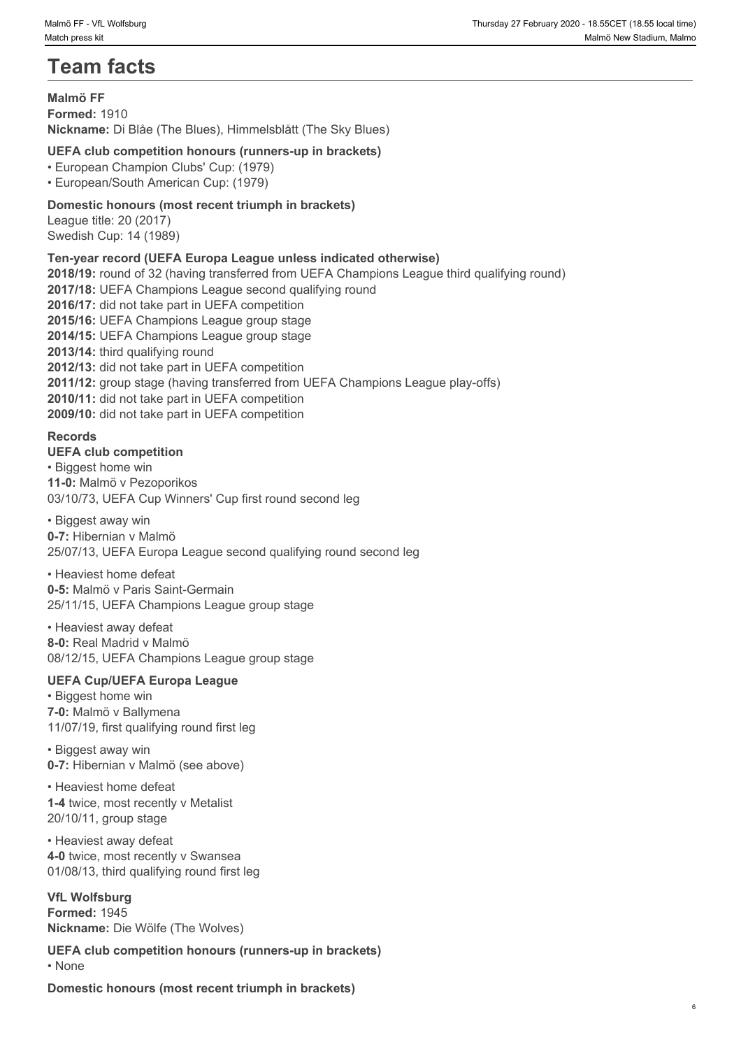# Team facts

**Malmö FF**
**Formed:** 1910
**Nickname:** Di Blåe (The Blues), Himmelsblått (The Sky Blues)

**UEFA club competition honours (runners-up in brackets)**
- European Champion Clubs' Cup: (1979)
- European/South American Cup: (1979)

**Domestic honours (most recent triumph in brackets)**
League title: 20 (2017)
Swedish Cup: 14 (1989)

**Ten-year record (UEFA Europa League unless indicated otherwise)**
**2018/19:** round of 32 (having transferred from UEFA Champions League third qualifying round)
**2017/18:** UEFA Champions League second qualifying round
**2016/17:** did not take part in UEFA competition
**2015/16:** UEFA Champions League group stage
**2014/15:** UEFA Champions League group stage
**2013/14:** third qualifying round
**2012/13:** did not take part in UEFA competition
**2011/12:** group stage (having transferred from UEFA Champions League play-offs)
**2010/11:** did not take part in UEFA competition
**2009/10:** did not take part in UEFA competition

**Records**
**UEFA club competition**
- Biggest home win
**11-0:** Malmö v Pezoporikos
03/10/73, UEFA Cup Winners' Cup first round second leg

- Biggest away win
**0-7:** Hibernian v Malmö
25/07/13, UEFA Europa League second qualifying round second leg

- Heaviest home defeat
**0-5:** Malmö v Paris Saint-Germain
25/11/15, UEFA Champions League group stage

- Heaviest away defeat
**8-0:** Real Madrid v Malmö
08/12/15, UEFA Champions League group stage

**UEFA Cup/UEFA Europa League**
- Biggest home win
**7-0:** Malmö v Ballymena
11/07/19, first qualifying round first leg

- Biggest away win
**0-7:** Hibernian v Malmö (see above)

- Heaviest home defeat
**1-4** twice, most recently v Metalist
20/10/11, group stage

- Heaviest away defeat
**4-0** twice, most recently v Swansea
01/08/13, third qualifying round first leg

**VfL Wolfsburg**
**Formed:** 1945
**Nickname:** Die Wölfe (The Wolves)

**UEFA club competition honours (runners-up in brackets)**
- None

**Domestic honours (most recent triumph in brackets)**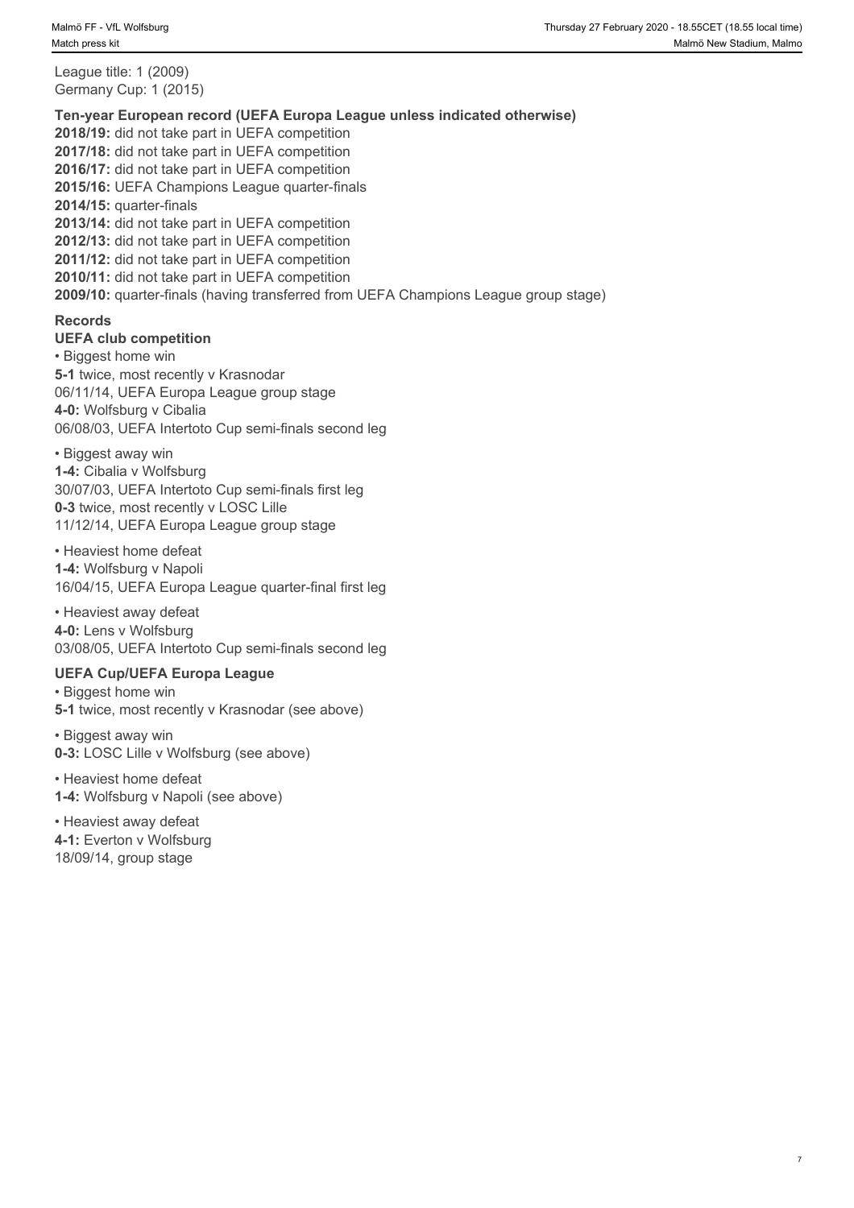League title: 1 (2009)
Germany Cup: 1 (2015)

### Ten-year European record (UEFA Europa League unless indicated otherwise)

**2018/19:** did not take part in UEFA competition
**2017/18:** did not take part in UEFA competition
**2016/17:** did not take part in UEFA competition
**2015/16:** UEFA Champions League quarter-finals
**2014/15:** quarter-finals
**2013/14:** did not take part in UEFA competition
**2012/13:** did not take part in UEFA competition
**2011/12:** did not take part in UEFA competition
**2010/11:** did not take part in UEFA competition
**2009/10:** quarter-finals (having transferred from UEFA Champions League group stage)

### Records

#### UEFA club competition

• Biggest home win
**5-1** twice, most recently v Krasnodar
06/11/14, UEFA Europa League group stage
**4-0:** Wolfsburg v Cibalia
06/08/03, UEFA Intertoto Cup semi-finals second leg

• Biggest away win
**1-4:** Cibalia v Wolfsburg
30/07/03, UEFA Intertoto Cup semi-finals first leg
**0-3** twice, most recently v LOSC Lille
11/12/14, UEFA Europa League group stage

• Heaviest home defeat
**1-4:** Wolfsburg v Napoli
16/04/15, UEFA Europa League quarter-final first leg

• Heaviest away defeat
**4-0:** Lens v Wolfsburg
03/08/05, UEFA Intertoto Cup semi-finals second leg

#### UEFA Cup/UEFA Europa League

• Biggest home win
**5-1** twice, most recently v Krasnodar (see above)

• Biggest away win
**0-3:** LOSC Lille v Wolfsburg (see above)

• Heaviest home defeat
**1-4:** Wolfsburg v Napoli (see above)

• Heaviest away defeat
**4-1:** Everton v Wolfsburg
18/09/14, group stage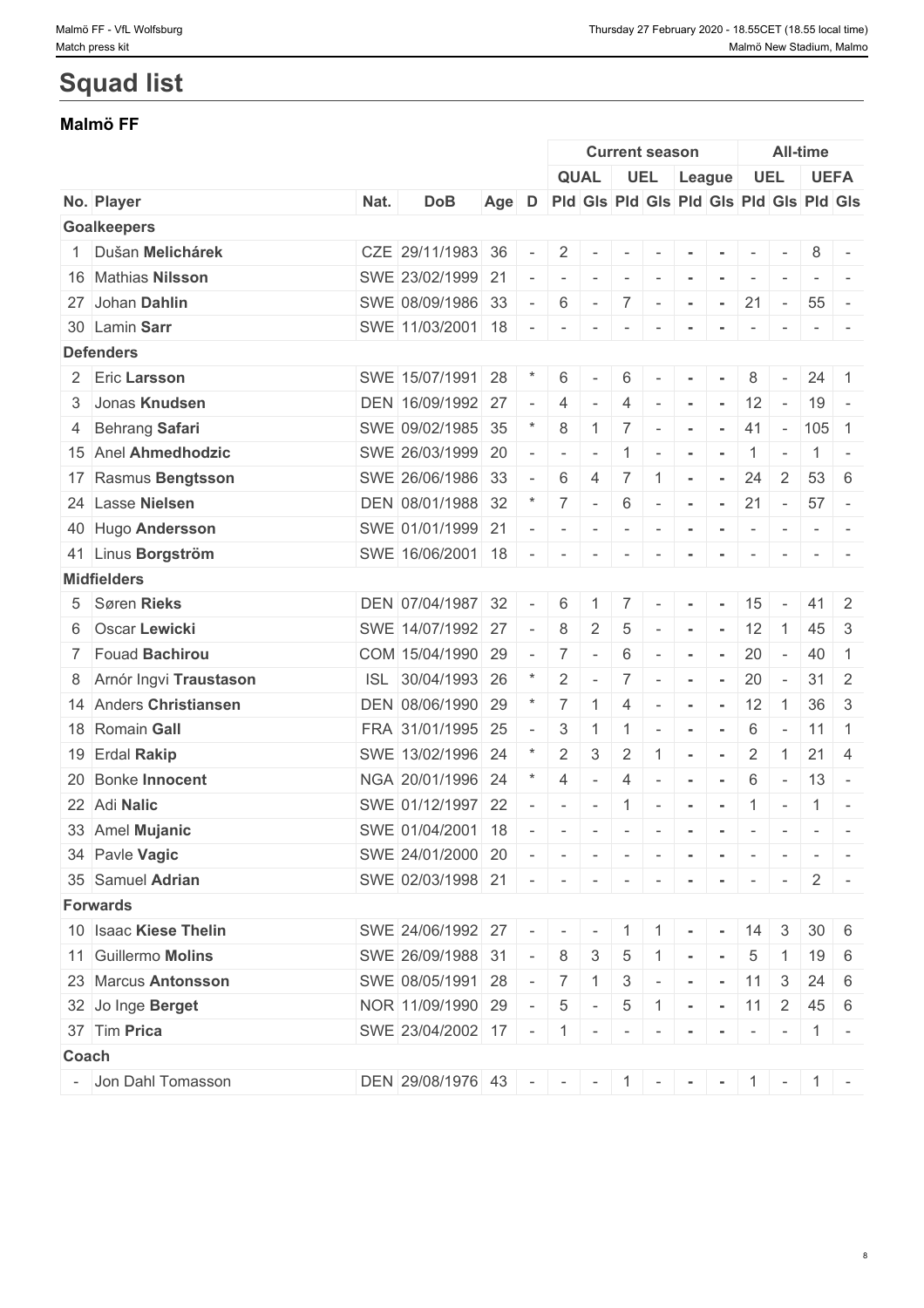# Squad list

## Malmö FF

| | | | | | | Current season | | | | | | All-time | | | |
|---|---|---|---|---|---|---|---|---|---|---|---|---|---|---|---|
| | | | | | | QUAL | | UEL | | League | | UEL | | UEFA | |
| No. | Player | Nat. | DoB | Age | D | Pld | Gls | Pld | Gls | Pld | Gls | Pld | Gls | Pld | Gls |
| **Goalkeepers** | | | | | | | | | | | | | | | |
| 1 | Dušan **Melichárek** | CZE | 29/11/1983 | 36 | - | 2 | - | - | - | - | - | - | - | 8 | - |
| 16 | Mathias **Nilsson** | SWE | 23/02/1999 | 21 | - | - | - | - | - | - | - | - | - | - | - |
| 27 | Johan **Dahlin** | SWE | 08/09/1986 | 33 | - | 6 | - | 7 | - | - | - | 21 | - | 55 | - |
| 30 | Lamin **Sarr** | SWE | 11/03/2001 | 18 | - | - | - | - | - | - | - | - | - | - | - |
| **Defenders** | | | | | | | | | | | | | | | |
| 2 | Eric **Larsson** | SWE | 15/07/1991 | 28 | * | 6 | - | 6 | - | - | - | 8 | - | 24 | 1 |
| 3 | Jonas **Knudsen** | DEN | 16/09/1992 | 27 | - | 4 | - | 4 | - | - | - | 12 | - | 19 | - |
| 4 | Behrang **Safari** | SWE | 09/02/1985 | 35 | * | 8 | 1 | 7 | - | - | - | 41 | - | 105 | 1 |
| 15 | Anel **Ahmedhodzic** | SWE | 26/03/1999 | 20 | - | - | - | 1 | - | - | - | 1 | - | 1 | - |
| 17 | Rasmus **Bengtsson** | SWE | 26/06/1986 | 33 | - | 6 | 4 | 7 | 1 | - | - | 24 | 2 | 53 | 6 |
| 24 | Lasse **Nielsen** | DEN | 08/01/1988 | 32 | * | 7 | - | 6 | - | - | - | 21 | - | 57 | - |
| 40 | Hugo **Andersson** | SWE | 01/01/1999 | 21 | - | - | - | - | - | - | - | - | - | - | - |
| 41 | Linus **Borgström** | SWE | 16/06/2001 | 18 | - | - | - | - | - | - | - | - | - | - | - |
| **Midfielders** | | | | | | | | | | | | | | | |
| 5 | Søren **Rieks** | DEN | 07/04/1987 | 32 | - | 6 | 1 | 7 | - | - | - | 15 | - | 41 | 2 |
| 6 | Oscar **Lewicki** | SWE | 14/07/1992 | 27 | - | 8 | 2 | 5 | - | - | - | 12 | 1 | 45 | 3 |
| 7 | Fouad **Bachirou** | COM | 15/04/1990 | 29 | - | 7 | - | 6 | - | - | - | 20 | - | 40 | 1 |
| 8 | Arnór Ingvi **Traustason** | ISL | 30/04/1993 | 26 | * | 2 | - | 7 | - | - | - | 20 | - | 31 | 2 |
| 14 | Anders **Christiansen** | DEN | 08/06/1990 | 29 | * | 7 | 1 | 4 | - | - | - | 12 | 1 | 36 | 3 |
| 18 | Romain **Gall** | FRA | 31/01/1995 | 25 | - | 3 | 1 | 1 | - | - | - | 6 | - | 11 | 1 |
| 19 | Erdal **Rakip** | SWE | 13/02/1996 | 24 | * | 2 | 3 | 2 | 1 | - | - | 2 | 1 | 21 | 4 |
| 20 | Bonke **Innocent** | NGA | 20/01/1996 | 24 | * | 4 | - | 4 | - | - | - | 6 | - | 13 | - |
| 22 | Adi **Nalic** | SWE | 01/12/1997 | 22 | - | - | - | 1 | - | - | - | 1 | - | 1 | - |
| 33 | Amel **Mujanic** | SWE | 01/04/2001 | 18 | - | - | - | - | - | - | - | - | - | - | - |
| 34 | Pavle **Vagic** | SWE | 24/01/2000 | 20 | - | - | - | - | - | - | - | - | - | - | - |
| 35 | Samuel **Adrian** | SWE | 02/03/1998 | 21 | - | - | - | - | - | - | - | - | - | 2 | - |
| **Forwards** | | | | | | | | | | | | | | | |
| 10 | Isaac **Kiese Thelin** | SWE | 24/06/1992 | 27 | - | - | - | 1 | 1 | - | - | 14 | 3 | 30 | 6 |
| 11 | Guillermo **Molins** | SWE | 26/09/1988 | 31 | - | 8 | 3 | 5 | 1 | - | - | 5 | 1 | 19 | 6 |
| 23 | Marcus **Antonsson** | SWE | 08/05/1991 | 28 | - | 7 | 1 | 3 | - | - | - | 11 | 3 | 24 | 6 |
| 32 | Jo Inge **Berget** | NOR | 11/09/1990 | 29 | - | 5 | - | 5 | 1 | - | - | 11 | 2 | 45 | 6 |
| 37 | Tim **Prica** | SWE | 23/04/2002 | 17 | - | 1 | - | - | - | - | - | - | - | 1 | - |
| **Coach** | | | | | | | | | | | | | | | |
| - | Jon Dahl Tomasson | DEN | 29/08/1976 | 43 | - | - | - | 1 | - | - | - | 1 | - | 1 | - |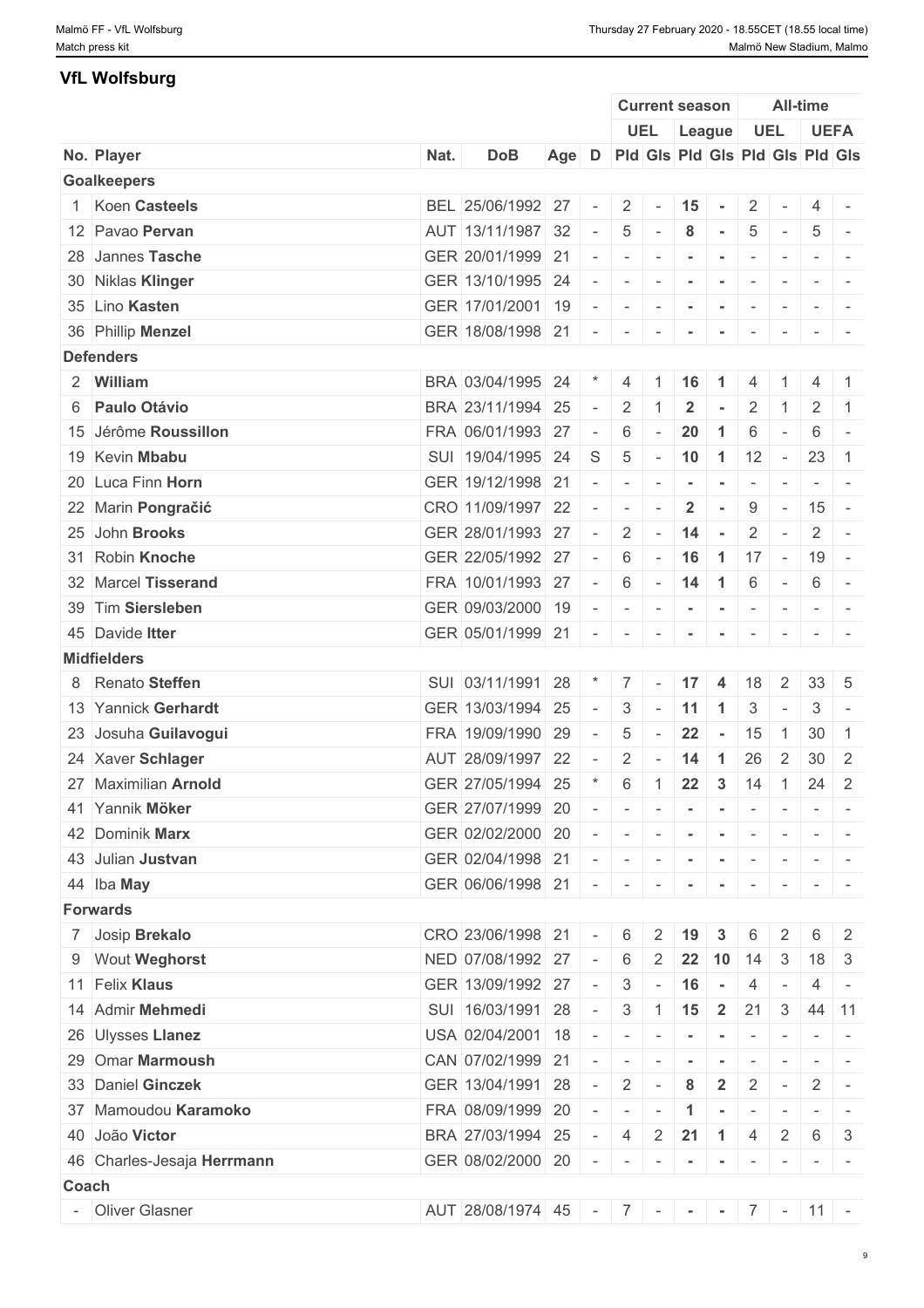## VfL Wolfsburg

| No. | Player | Nat. | DoB | Age | D | Current season | | | | All-time | | | |
|---|---|---|---|---|---|---|---|---|---|---|---|---|---|
| | | | | | | UEL | | League | | UEL | | UEFA | |
| | | | | | | Pld | Gls | Pld | Gls | Pld | Gls | Pld | Gls |
| **Goalkeepers** | | | | | | | | | | | | | |
| 1 | Koen **Casteels** | BEL | 25/06/1992 | 27 | - | 2 | - | **15** | **-** | 2 | - | 4 | - |
| 12 | Pavao **Pervan** | AUT | 13/11/1987 | 32 | - | 5 | - | **8** | **-** | 5 | - | 5 | - |
| 28 | Jannes **Tasche** | GER | 20/01/1999 | 21 | - | - | - | **-** | **-** | - | - | - | - |
| 30 | Niklas **Klinger** | GER | 13/10/1995 | 24 | - | - | - | **-** | **-** | - | - | - | - |
| 35 | Lino **Kasten** | GER | 17/01/2001 | 19 | - | - | - | **-** | **-** | - | - | - | - |
| 36 | Phillip **Menzel** | GER | 18/08/1998 | 21 | - | - | - | **-** | **-** | - | - | - | - |
| **Defenders** | | | | | | | | | | | | | |
| 2 | **William** | BRA | 03/04/1995 | 24 | * | 4 | 1 | **16** | **1** | 4 | 1 | 4 | 1 |
| 6 | **Paulo Otávio** | BRA | 23/11/1994 | 25 | - | 2 | 1 | **2** | **-** | 2 | 1 | 2 | 1 |
| 15 | Jérôme **Roussillon** | FRA | 06/01/1993 | 27 | - | 6 | - | **20** | **1** | 6 | - | 6 | - |
| 19 | Kevin **Mbabu** | SUI | 19/04/1995 | 24 | S | 5 | - | **10** | **1** | 12 | - | 23 | 1 |
| 20 | Luca Finn **Horn** | GER | 19/12/1998 | 21 | - | - | - | **-** | **-** | - | - | - | - |
| 22 | Marin **Pongračić** | CRO | 11/09/1997 | 22 | - | - | - | **2** | **-** | 9 | - | 15 | - |
| 25 | John **Brooks** | GER | 28/01/1993 | 27 | - | 2 | - | **14** | **-** | 2 | - | 2 | - |
| 31 | Robin **Knoche** | GER | 22/05/1992 | 27 | - | 6 | - | **16** | **1** | 17 | - | 19 | - |
| 32 | Marcel **Tisserand** | FRA | 10/01/1993 | 27 | - | 6 | - | **14** | **1** | 6 | - | 6 | - |
| 39 | Tim **Siersleben** | GER | 09/03/2000 | 19 | - | - | - | **-** | **-** | - | - | - | - |
| 45 | Davide **Itter** | GER | 05/01/1999 | 21 | - | - | - | **-** | **-** | - | - | - | - |
| **Midfielders** | | | | | | | | | | | | | |
| 8 | Renato **Steffen** | SUI | 03/11/1991 | 28 | * | 7 | - | **17** | **4** | 18 | 2 | 33 | 5 |
| 13 | Yannick **Gerhardt** | GER | 13/03/1994 | 25 | - | 3 | - | **11** | **1** | 3 | - | 3 | - |
| 23 | Josuha **Guilavogui** | FRA | 19/09/1990 | 29 | - | 5 | - | **22** | **-** | 15 | 1 | 30 | 1 |
| 24 | Xaver **Schlager** | AUT | 28/09/1997 | 22 | - | 2 | - | **14** | **1** | 26 | 2 | 30 | 2 |
| 27 | Maximilian **Arnold** | GER | 27/05/1994 | 25 | * | 6 | 1 | **22** | **3** | 14 | 1 | 24 | 2 |
| 41 | Yannik **Möker** | GER | 27/07/1999 | 20 | - | - | - | **-** | **-** | - | - | - | - |
| 42 | Dominik **Marx** | GER | 02/02/2000 | 20 | - | - | - | **-** | **-** | - | - | - | - |
| 43 | Julian **Justvan** | GER | 02/04/1998 | 21 | - | - | - | **-** | **-** | - | - | - | - |
| 44 | Iba **May** | GER | 06/06/1998 | 21 | - | - | - | **-** | **-** | - | - | - | - |
| **Forwards** | | | | | | | | | | | | | |
| 7 | Josip **Brekalo** | CRO | 23/06/1998 | 21 | - | 6 | 2 | **19** | **3** | 6 | 2 | 6 | 2 |
| 9 | Wout **Weghorst** | NED | 07/08/1992 | 27 | - | 6 | 2 | **22** | **10** | 14 | 3 | 18 | 3 |
| 11 | Felix **Klaus** | GER | 13/09/1992 | 27 | - | 3 | - | **16** | **-** | 4 | - | 4 | - |
| 14 | Admir **Mehmedi** | SUI | 16/03/1991 | 28 | - | 3 | 1 | **15** | **2** | 21 | 3 | 44 | 11 |
| 26 | Ulysses **Llanez** | USA | 02/04/2001 | 18 | - | - | - | **-** | **-** | - | - | - | - |
| 29 | Omar **Marmoush** | CAN | 07/02/1999 | 21 | - | - | - | **-** | **-** | - | - | - | - |
| 33 | Daniel **Ginczek** | GER | 13/04/1991 | 28 | - | 2 | - | **8** | **2** | 2 | - | 2 | - |
| 37 | Mamoudou **Karamoko** | FRA | 08/09/1999 | 20 | - | - | - | **1** | **-** | - | - | - | - |
| 40 | **João Victor** | BRA | 27/03/1994 | 25 | - | 4 | 2 | **21** | **1** | 4 | 2 | 6 | 3 |
| 46 | Charles-Jesaja **Herrmann** | GER | 08/02/2000 | 20 | - | - | - | **-** | **-** | - | - | - | - |
| **Coach** | | | | | | | | | | | | | |
| - | Oliver Glasner | AUT | 28/08/1974 | 45 | - | 7 | - | **-** | **-** | 7 | - | 11 | - |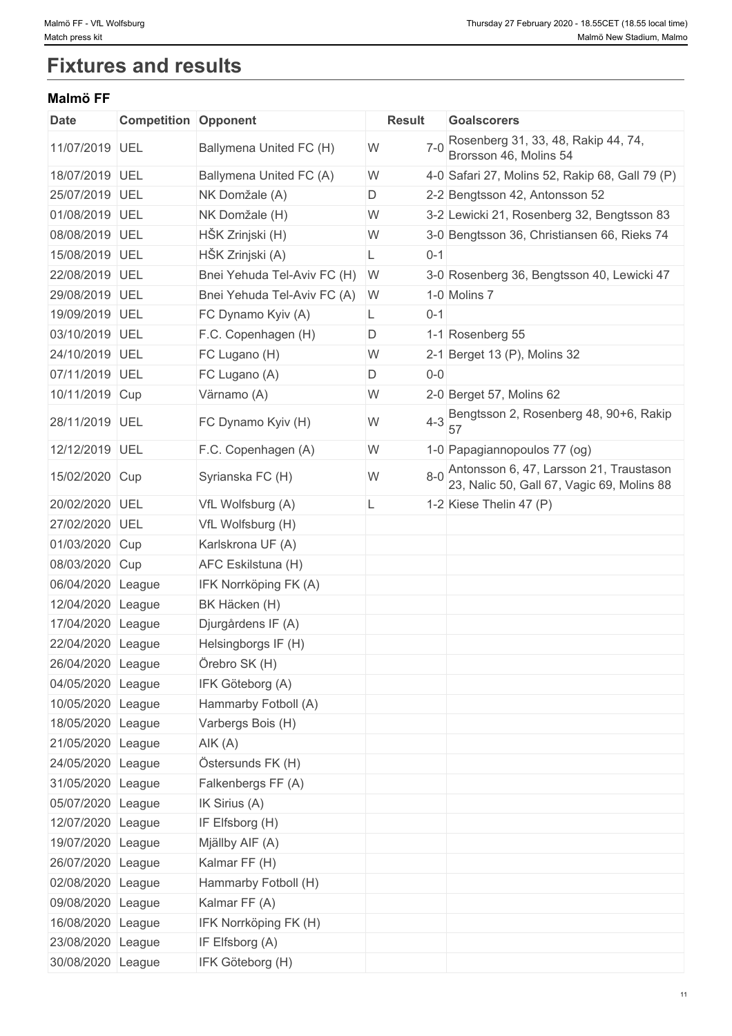# Fixtures and results

### Malmö FF

| Date | Competition | Opponent | Result | | Goalscorers |
|---|---|---|---|---|---|
| 11/07/2019 | UEL | Ballymena United FC (H) | W | 7-0 | Rosenberg 31, 33, 48, Rakip 44, 74, Brorsson 46, Molins 54 |
| 18/07/2019 | UEL | Ballymena United FC (A) | W | 4-0 | Safari 27, Molins 52, Rakip 68, Gall 79 (P) |
| 25/07/2019 | UEL | NK Domžale (A) | D | 2-2 | Bengtsson 42, Antonsson 52 |
| 01/08/2019 | UEL | NK Domžale (H) | W | 3-2 | Lewicki 21, Rosenberg 32, Bengtsson 83 |
| 08/08/2019 | UEL | HŠK Zrinjski (H) | W | 3-0 | Bengtsson 36, Christiansen 66, Rieks 74 |
| 15/08/2019 | UEL | HŠK Zrinjski (A) | L | 0-1 | |
| 22/08/2019 | UEL | Bnei Yehuda Tel-Aviv FC (H) | W | 3-0 | Rosenberg 36, Bengtsson 40, Lewicki 47 |
| 29/08/2019 | UEL | Bnei Yehuda Tel-Aviv FC (A) | W | 1-0 | Molins 7 |
| 19/09/2019 | UEL | FC Dynamo Kyiv (A) | L | 0-1 | |
| 03/10/2019 | UEL | F.C. Copenhagen (H) | D | 1-1 | Rosenberg 55 |
| 24/10/2019 | UEL | FC Lugano (H) | W | 2-1 | Berget 13 (P), Molins 32 |
| 07/11/2019 | UEL | FC Lugano (A) | D | 0-0 | |
| 10/11/2019 | Cup | Värnamo (A) | W | 2-0 | Berget 57, Molins 62 |
| 28/11/2019 | UEL | FC Dynamo Kyiv (H) | W | 4-3 | Bengtsson 2, Rosenberg 48, 90+6, Rakip 57 |
| 12/12/2019 | UEL | F.C. Copenhagen (A) | W | 1-0 | Papagiannopoulos 77 (og) |
| 15/02/2020 | Cup | Syrianska FC (H) | W | 8-0 | Antonsson 6, 47, Larsson 21, Traustason 23, Nalic 50, Gall 67, Vagic 69, Molins 88 |
| 20/02/2020 | UEL | VfL Wolfsburg (A) | L | 1-2 | Kiese Thelin 47 (P) |
| 27/02/2020 | UEL | VfL Wolfsburg (H) | | | |
| 01/03/2020 | Cup | Karlskrona UF (A) | | | |
| 08/03/2020 | Cup | AFC Eskilstuna (H) | | | |
| 06/04/2020 | League | IFK Norrköping FK (A) | | | |
| 12/04/2020 | League | BK Häcken (H) | | | |
| 17/04/2020 | League | Djurgårdens IF (A) | | | |
| 22/04/2020 | League | Helsingborgs IF (H) | | | |
| 26/04/2020 | League | Örebro SK (H) | | | |
| 04/05/2020 | League | IFK Göteborg (A) | | | |
| 10/05/2020 | League | Hammarby Fotboll (A) | | | |
| 18/05/2020 | League | Varbergs Bois (H) | | | |
| 21/05/2020 | League | AIK (A) | | | |
| 24/05/2020 | League | Östersunds FK (H) | | | |
| 31/05/2020 | League | Falkenbergs FF (A) | | | |
| 05/07/2020 | League | IK Sirius (A) | | | |
| 12/07/2020 | League | IF Elfsborg (H) | | | |
| 19/07/2020 | League | Mjällby AIF (A) | | | |
| 26/07/2020 | League | Kalmar FF (H) | | | |
| 02/08/2020 | League | Hammarby Fotboll (H) | | | |
| 09/08/2020 | League | Kalmar FF (A) | | | |
| 16/08/2020 | League | IFK Norrköping FK (H) | | | |
| 23/08/2020 | League | IF Elfsborg (A) | | | |
| 30/08/2020 | League | IFK Göteborg (H) | | | |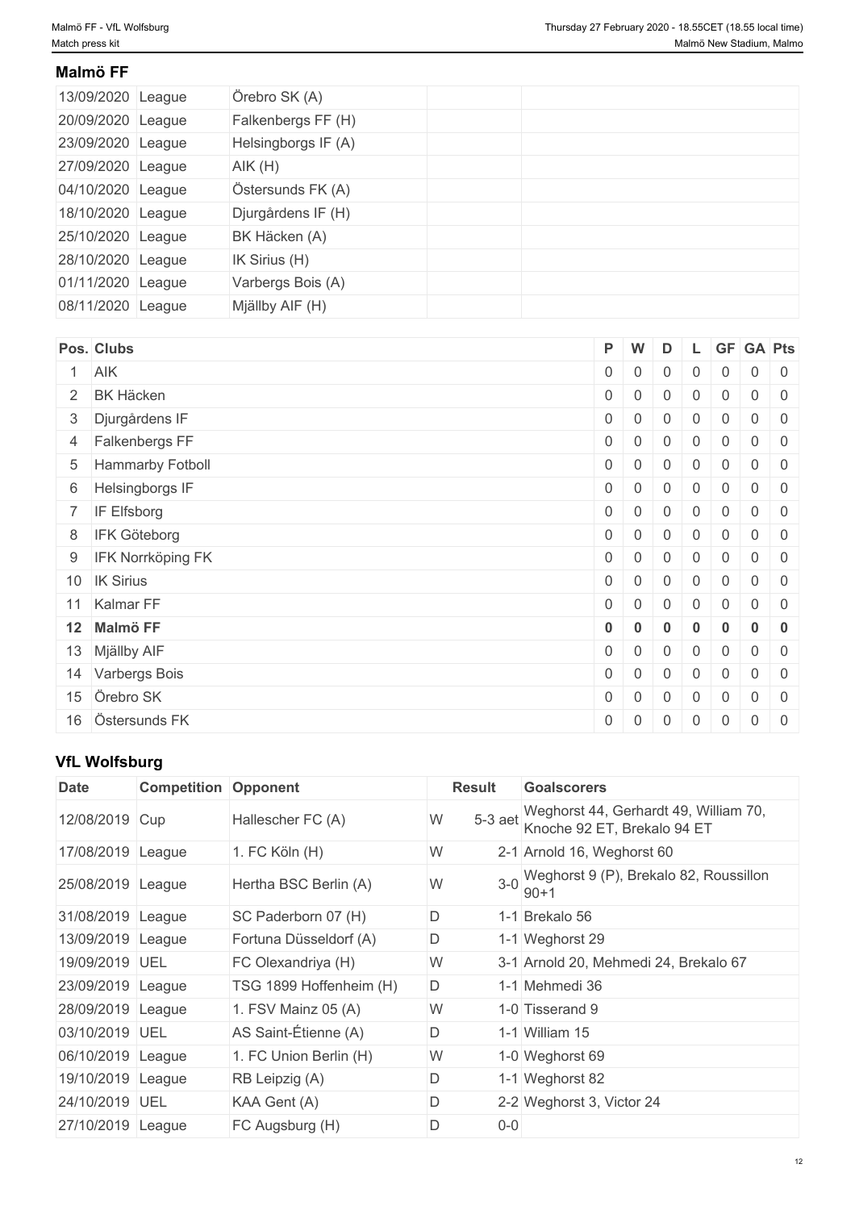## Malmö FF

| | | | | |
|---|---|---|---|---|
| 13/09/2020 | League | Örebro SK (A) | | |
| 20/09/2020 | League | Falkenbergs FF (H) | | |
| 23/09/2020 | League | Helsingborgs IF (A) | | |
| 27/09/2020 | League | AIK (H) | | |
| 04/10/2020 | League | Östersunds FK (A) | | |
| 18/10/2020 | League | Djurgårdens IF (H) | | |
| 25/10/2020 | League | BK Häcken (A) | | |
| 28/10/2020 | League | IK Sirius (H) | | |
| 01/11/2020 | League | Varbergs Bois (A) | | |
| 08/11/2020 | League | Mjällby AIF (H) | | |

| Pos. | Clubs | P | W | D | L | GF | GA | Pts |
|---|---|---|---|---|---|---|---|---|
| 1 | AIK | 0 | 0 | 0 | 0 | 0 | 0 | 0 |
| 2 | BK Häcken | 0 | 0 | 0 | 0 | 0 | 0 | 0 |
| 3 | Djurgårdens IF | 0 | 0 | 0 | 0 | 0 | 0 | 0 |
| 4 | Falkenbergs FF | 0 | 0 | 0 | 0 | 0 | 0 | 0 |
| 5 | Hammarby Fotboll | 0 | 0 | 0 | 0 | 0 | 0 | 0 |
| 6 | Helsingborgs IF | 0 | 0 | 0 | 0 | 0 | 0 | 0 |
| 7 | IF Elfsborg | 0 | 0 | 0 | 0 | 0 | 0 | 0 |
| 8 | IFK Göteborg | 0 | 0 | 0 | 0 | 0 | 0 | 0 |
| 9 | IFK Norrköping FK | 0 | 0 | 0 | 0 | 0 | 0 | 0 |
| 10 | IK Sirius | 0 | 0 | 0 | 0 | 0 | 0 | 0 |
| 11 | Kalmar FF | 0 | 0 | 0 | 0 | 0 | 0 | 0 |
| **12** | **Malmö FF** | **0** | **0** | **0** | **0** | **0** | **0** | **0** |
| 13 | Mjällby AIF | 0 | 0 | 0 | 0 | 0 | 0 | 0 |
| 14 | Varbergs Bois | 0 | 0 | 0 | 0 | 0 | 0 | 0 |
| 15 | Örebro SK | 0 | 0 | 0 | 0 | 0 | 0 | 0 |
| 16 | Östersunds FK | 0 | 0 | 0 | 0 | 0 | 0 | 0 |

## VfL Wolfsburg

| Date | Competition | Opponent | | Result | Goalscorers |
|---|---|---|---|---|---|
| 12/08/2019 | Cup | Hallescher FC (A) | W | 5-3 aet | Weghorst 44, Gerhardt 49, William 70, Knoche 92 ET, Brekalo 94 ET |
| 17/08/2019 | League | 1. FC Köln (H) | W | 2-1 | Arnold 16, Weghorst 60 |
| 25/08/2019 | League | Hertha BSC Berlin (A) | W | 3-0 | Weghorst 9 (P), Brekalo 82, Roussillon 90+1 |
| 31/08/2019 | League | SC Paderborn 07 (H) | D | 1-1 | Brekalo 56 |
| 13/09/2019 | League | Fortuna Düsseldorf (A) | D | 1-1 | Weghorst 29 |
| 19/09/2019 | UEL | FC Olexandriya (H) | W | 3-1 | Arnold 20, Mehmedi 24, Brekalo 67 |
| 23/09/2019 | League | TSG 1899 Hoffenheim (H) | D | 1-1 | Mehmedi 36 |
| 28/09/2019 | League | 1. FSV Mainz 05 (A) | W | 1-0 | Tisserand 9 |
| 03/10/2019 | UEL | AS Saint-Étienne (A) | D | 1-1 | William 15 |
| 06/10/2019 | League | 1. FC Union Berlin (H) | W | 1-0 | Weghorst 69 |
| 19/10/2019 | League | RB Leipzig (A) | D | 1-1 | Weghorst 82 |
| 24/10/2019 | UEL | KAA Gent (A) | D | 2-2 | Weghorst 3, Victor 24 |
| 27/10/2019 | League | FC Augsburg (H) | D | 0-0 | |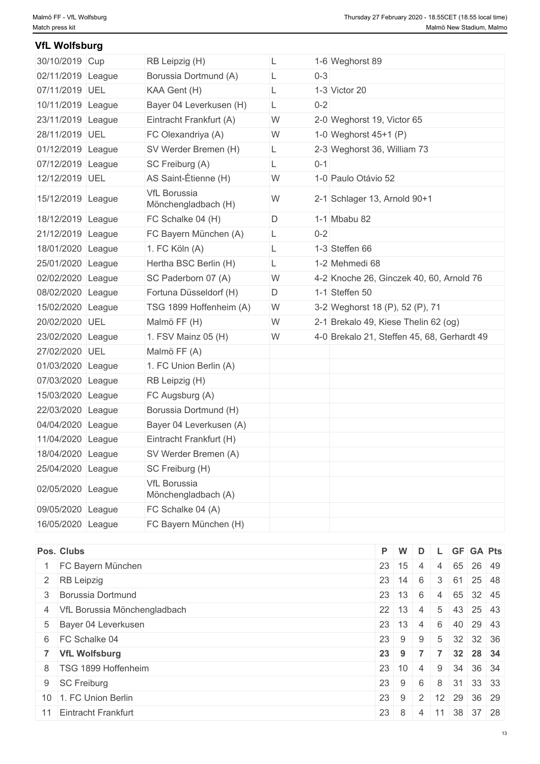## VfL Wolfsburg

| Date | Competition | Opponent | Result | Score | Scorers |
|---|---|---|---|---|---|
| 30/10/2019 | Cup | RB Leipzig (H) | L | 1-6 | Weghorst 89 |
| 02/11/2019 | League | Borussia Dortmund (A) | L | 0-3 | |
| 07/11/2019 | UEL | KAA Gent (H) | L | 1-3 | Victor 20 |
| 10/11/2019 | League | Bayer 04 Leverkusen (H) | L | 0-2 | |
| 23/11/2019 | League | Eintracht Frankfurt (A) | W | 2-0 | Weghorst 19, Victor 65 |
| 28/11/2019 | UEL | FC Olexandriya (A) | W | 1-0 | Weghorst 45+1 (P) |
| 01/12/2019 | League | SV Werder Bremen (H) | L | 2-3 | Weghorst 36, William 73 |
| 07/12/2019 | League | SC Freiburg (A) | L | 0-1 | |
| 12/12/2019 | UEL | AS Saint-Étienne (H) | W | 1-0 | Paulo Otávio 52 |
| 15/12/2019 | League | VfL Borussia Mönchengladbach (H) | W | 2-1 | Schlager 13, Arnold 90+1 |
| 18/12/2019 | League | FC Schalke 04 (H) | D | 1-1 | Mbabu 82 |
| 21/12/2019 | League | FC Bayern München (A) | L | 0-2 | |
| 18/01/2020 | League | 1. FC Köln (A) | L | 1-3 | Steffen 66 |
| 25/01/2020 | League | Hertha BSC Berlin (H) | L | 1-2 | Mehmedi 68 |
| 02/02/2020 | League | SC Paderborn 07 (A) | W | 4-2 | Knoche 26, Ginczek 40, 60, Arnold 76 |
| 08/02/2020 | League | Fortuna Düsseldorf (H) | D | 1-1 | Steffen 50 |
| 15/02/2020 | League | TSG 1899 Hoffenheim (A) | W | 3-2 | Weghorst 18 (P), 52 (P), 71 |
| 20/02/2020 | UEL | Malmö FF (H) | W | 2-1 | Brekalo 49, Kiese Thelin 62 (og) |
| 23/02/2020 | League | 1. FSV Mainz 05 (H) | W | 4-0 | Brekalo 21, Steffen 45, 68, Gerhardt 49 |
| 27/02/2020 | UEL | Malmö FF (A) | | | |
| 01/03/2020 | League | 1. FC Union Berlin (A) | | | |
| 07/03/2020 | League | RB Leipzig (H) | | | |
| 15/03/2020 | League | FC Augsburg (A) | | | |
| 22/03/2020 | League | Borussia Dortmund (H) | | | |
| 04/04/2020 | League | Bayer 04 Leverkusen (A) | | | |
| 11/04/2020 | League | Eintracht Frankfurt (H) | | | |
| 18/04/2020 | League | SV Werder Bremen (A) | | | |
| 25/04/2020 | League | SC Freiburg (H) | | | |
| 02/05/2020 | League | VfL Borussia Mönchengladbach (A) | | | |
| 09/05/2020 | League | FC Schalke 04 (A) | | | |
| 16/05/2020 | League | FC Bayern München (H) | | | |

| Pos. | Clubs | P | W | D | L | GF | GA | Pts |
|---|---|---|---|---|---|---|---|---|
| 1 | FC Bayern München | 23 | 15 | 4 | 4 | 65 | 26 | 49 |
| 2 | RB Leipzig | 23 | 14 | 6 | 3 | 61 | 25 | 48 |
| 3 | Borussia Dortmund | 23 | 13 | 6 | 4 | 65 | 32 | 45 |
| 4 | VfL Borussia Mönchengladbach | 22 | 13 | 4 | 5 | 43 | 25 | 43 |
| 5 | Bayer 04 Leverkusen | 23 | 13 | 4 | 6 | 40 | 29 | 43 |
| 6 | FC Schalke 04 | 23 | 9 | 9 | 5 | 32 | 32 | 36 |
| **7** | **VfL Wolfsburg** | **23** | **9** | **7** | **7** | **32** | **28** | **34** |
| 8 | TSG 1899 Hoffenheim | 23 | 10 | 4 | 9 | 34 | 36 | 34 |
| 9 | SC Freiburg | 23 | 9 | 6 | 8 | 31 | 33 | 33 |
| 10 | 1. FC Union Berlin | 23 | 9 | 2 | 12 | 29 | 36 | 29 |
| 11 | Eintracht Frankfurt | 23 | 8 | 4 | 11 | 38 | 37 | 28 |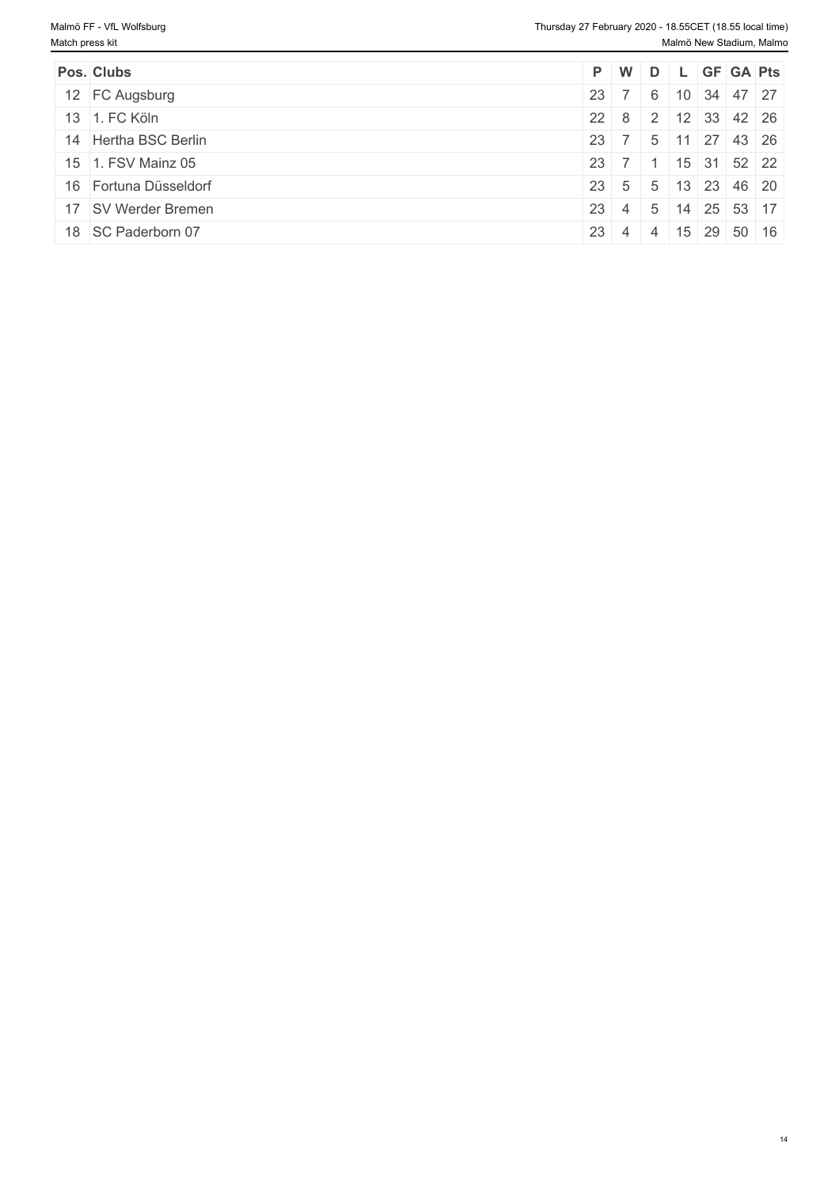| Pos. | Clubs | P | W | D | L | GF | GA | Pts |
|---|---|---|---|---|---|---|---|---|
| 12 | FC Augsburg | 23 | 7 | 6 | 10 | 34 | 47 | 27 |
| 13 | 1. FC Köln | 22 | 8 | 2 | 12 | 33 | 42 | 26 |
| 14 | Hertha BSC Berlin | 23 | 7 | 5 | 11 | 27 | 43 | 26 |
| 15 | 1. FSV Mainz 05 | 23 | 7 | 1 | 15 | 31 | 52 | 22 |
| 16 | Fortuna Düsseldorf | 23 | 5 | 5 | 13 | 23 | 46 | 20 |
| 17 | SV Werder Bremen | 23 | 4 | 5 | 14 | 25 | 53 | 17 |
| 18 | SC Paderborn 07 | 23 | 4 | 4 | 15 | 29 | 50 | 16 |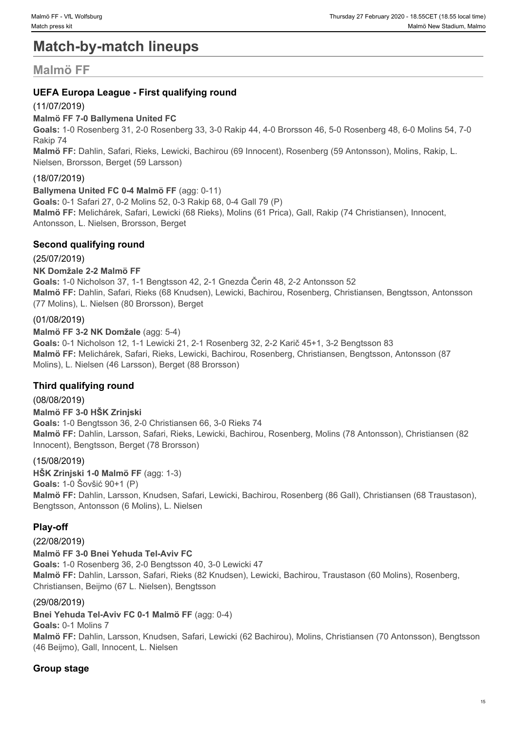# Match-by-match lineups

## Malmö FF

### UEFA Europa League - First qualifying round

(11/07/2019)

**Malmö FF 7-0 Ballymena United FC**

**Goals:** 1-0 Rosenberg 31, 2-0 Rosenberg 33, 3-0 Rakip 44, 4-0 Brorsson 46, 5-0 Rosenberg 48, 6-0 Molins 54, 7-0 Rakip 74

**Malmö FF:** Dahlin, Safari, Rieks, Lewicki, Bachirou (69 Innocent), Rosenberg (59 Antonsson), Molins, Rakip, L. Nielsen, Brorsson, Berget (59 Larsson)

(18/07/2019)

**Ballymena United FC 0-4 Malmö FF** (agg: 0-11)

**Goals:** 0-1 Safari 27, 0-2 Molins 52, 0-3 Rakip 68, 0-4 Gall 79 (P)

**Malmö FF:** Melichárek, Safari, Lewicki (68 Rieks), Molins (61 Prica), Gall, Rakip (74 Christiansen), Innocent, Antonsson, L. Nielsen, Brorsson, Berget

### Second qualifying round

(25/07/2019)

**NK Domžale 2-2 Malmö FF**

**Goals:** 1-0 Nicholson 37, 1-1 Bengtsson 42, 2-1 Gnezda Čerin 48, 2-2 Antonsson 52

**Malmö FF:** Dahlin, Safari, Rieks (68 Knudsen), Lewicki, Bachirou, Rosenberg, Christiansen, Bengtsson, Antonsson (77 Molins), L. Nielsen (80 Brorsson), Berget

(01/08/2019)

**Malmö FF 3-2 NK Domžale** (agg: 5-4)

**Goals:** 0-1 Nicholson 12, 1-1 Lewicki 21, 2-1 Rosenberg 32, 2-2 Karič 45+1, 3-2 Bengtsson 83

**Malmö FF:** Melichárek, Safari, Rieks, Lewicki, Bachirou, Rosenberg, Christiansen, Bengtsson, Antonsson (87 Molins), L. Nielsen (46 Larsson), Berget (88 Brorsson)

### Third qualifying round

(08/08/2019)

**Malmö FF 3-0 HŠK Zrinjski**

**Goals:** 1-0 Bengtsson 36, 2-0 Christiansen 66, 3-0 Rieks 74

**Malmö FF:** Dahlin, Larsson, Safari, Rieks, Lewicki, Bachirou, Rosenberg, Molins (78 Antonsson), Christiansen (82 Innocent), Bengtsson, Berget (78 Brorsson)

(15/08/2019)

**HŠK Zrinjski 1-0 Malmö FF** (agg: 1-3)

**Goals:** 1-0 Šovšić 90+1 (P)

**Malmö FF:** Dahlin, Larsson, Knudsen, Safari, Lewicki, Bachirou, Rosenberg (86 Gall), Christiansen (68 Traustason), Bengtsson, Antonsson (6 Molins), L. Nielsen

### Play-off

(22/08/2019)

**Malmö FF 3-0 Bnei Yehuda Tel-Aviv FC**

**Goals:** 1-0 Rosenberg 36, 2-0 Bengtsson 40, 3-0 Lewicki 47

**Malmö FF:** Dahlin, Larsson, Safari, Rieks (82 Knudsen), Lewicki, Bachirou, Traustason (60 Molins), Rosenberg, Christiansen, Beijmo (67 L. Nielsen), Bengtsson

(29/08/2019)

**Bnei Yehuda Tel-Aviv FC 0-1 Malmö FF** (agg: 0-4)

**Goals:** 0-1 Molins 7

**Malmö FF:** Dahlin, Larsson, Knudsen, Safari, Lewicki (62 Bachirou), Molins, Christiansen (70 Antonsson), Bengtsson (46 Beijmo), Gall, Innocent, L. Nielsen

### Group stage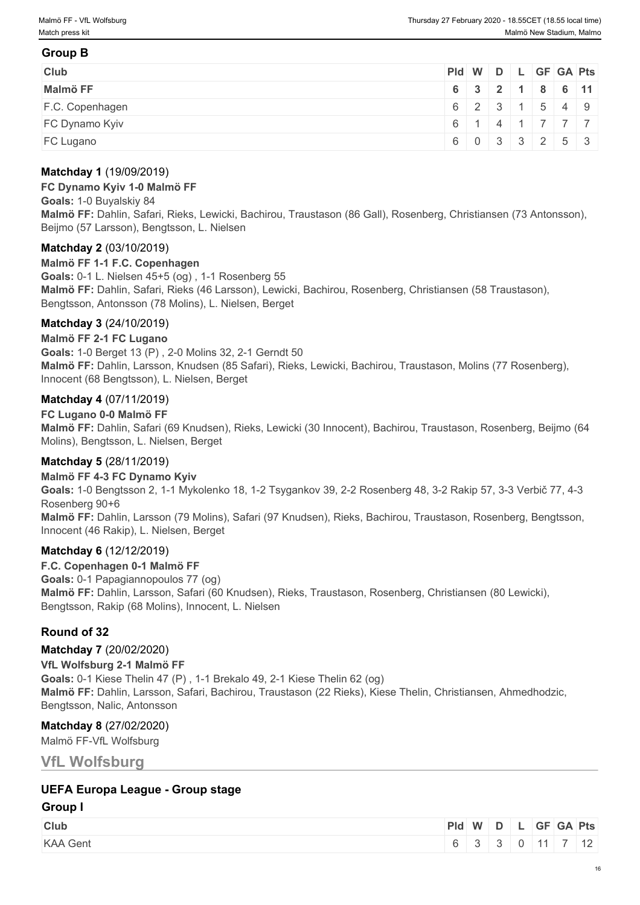### Group B

| Club | Pld | W | D | L | GF | GA | Pts |
|---|---|---|---|---|---|---|---|
| **Malmö FF** | **6** | **3** | **2** | **1** | **8** | **6** | **11** |
| F.C. Copenhagen | 6 | 2 | 3 | 1 | 5 | 4 | 9 |
| FC Dynamo Kyiv | 6 | 1 | 4 | 1 | 7 | 7 | 7 |
| FC Lugano | 6 | 0 | 3 | 3 | 2 | 5 | 3 |

**Matchday 1** (19/09/2019)

**FC Dynamo Kyiv 1-0 Malmö FF**

**Goals:** 1-0 Buyalskiy 84

**Malmö FF:** Dahlin, Safari, Rieks, Lewicki, Bachirou, Traustason (86 Gall), Rosenberg, Christiansen (73 Antonsson), Beijmo (57 Larsson), Bengtsson, L. Nielsen

**Matchday 2** (03/10/2019)

**Malmö FF 1-1 F.C. Copenhagen**

**Goals:** 0-1 L. Nielsen 45+5 (og) , 1-1 Rosenberg 55

**Malmö FF:** Dahlin, Safari, Rieks (46 Larsson), Lewicki, Bachirou, Rosenberg, Christiansen (58 Traustason), Bengtsson, Antonsson (78 Molins), L. Nielsen, Berget

**Matchday 3** (24/10/2019)

**Malmö FF 2-1 FC Lugano**

**Goals:** 1-0 Berget 13 (P) , 2-0 Molins 32, 2-1 Gerndt 50

**Malmö FF:** Dahlin, Larsson, Knudsen (85 Safari), Rieks, Lewicki, Bachirou, Traustason, Molins (77 Rosenberg), Innocent (68 Bengtsson), L. Nielsen, Berget

**Matchday 4** (07/11/2019)

**FC Lugano 0-0 Malmö FF**

**Malmö FF:** Dahlin, Safari (69 Knudsen), Rieks, Lewicki (30 Innocent), Bachirou, Traustason, Rosenberg, Beijmo (64 Molins), Bengtsson, L. Nielsen, Berget

**Matchday 5** (28/11/2019)

**Malmö FF 4-3 FC Dynamo Kyiv**

**Goals:** 1-0 Bengtsson 2, 1-1 Mykolenko 18, 1-2 Tsygankov 39, 2-2 Rosenberg 48, 3-2 Rakip 57, 3-3 Verbič 77, 4-3 Rosenberg 90+6

**Malmö FF:** Dahlin, Larsson (79 Molins), Safari (97 Knudsen), Rieks, Bachirou, Traustason, Rosenberg, Bengtsson, Innocent (46 Rakip), L. Nielsen, Berget

**Matchday 6** (12/12/2019)

**F.C. Copenhagen 0-1 Malmö FF**

**Goals:** 0-1 Papagiannopoulos 77 (og)

**Malmö FF:** Dahlin, Larsson, Safari (60 Knudsen), Rieks, Traustason, Rosenberg, Christiansen (80 Lewicki), Bengtsson, Rakip (68 Molins), Innocent, L. Nielsen

### Round of 32

**Matchday 7** (20/02/2020)

**VfL Wolfsburg 2-1 Malmö FF**

**Goals:** 0-1 Kiese Thelin 47 (P) , 1-1 Brekalo 49, 2-1 Kiese Thelin 62 (og)

**Malmö FF:** Dahlin, Larsson, Safari, Bachirou, Traustason (22 Rieks), Kiese Thelin, Christiansen, Ahmedhodzic, Bengtsson, Nalic, Antonsson

**Matchday 8** (27/02/2020)

Malmö FF-VfL Wolfsburg

## VfL Wolfsburg

### UEFA Europa League - Group stage

### Group I

| Club | Pld | W | D | L | GF | GA | Pts |
|---|---|---|---|---|---|---|---|
| KAA Gent | 6 | 3 | 3 | 0 | 11 | 7 | 12 |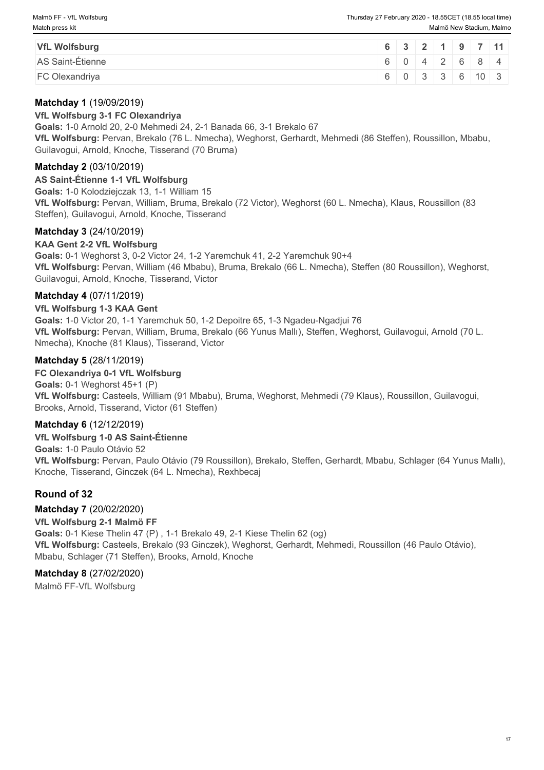| VfL Wolfsburg | 6 | 3 | 2 | 1 | 9 | 7 | 11 |
|---|---|---|---|---|---|---|---|
| AS Saint-Étienne | 6 | 0 | 4 | 2 | 6 | 8 | 4 |
| FC Olexandriya | 6 | 0 | 3 | 3 | 6 | 10 | 3 |

**Matchday 1** (19/09/2019)

**VfL Wolfsburg 3-1 FC Olexandriya**

**Goals:** 1-0 Arnold 20, 2-0 Mehmedi 24, 2-1 Banada 66, 3-1 Brekalo 67

**VfL Wolfsburg:** Pervan, Brekalo (76 L. Nmecha), Weghorst, Gerhardt, Mehmedi (86 Steffen), Roussillon, Mbabu, Guilavogui, Arnold, Knoche, Tisserand (70 Bruma)

**Matchday 2** (03/10/2019)

**AS Saint-Étienne 1-1 VfL Wolfsburg**

**Goals:** 1-0 Kolodziejczak 13, 1-1 William 15

**VfL Wolfsburg:** Pervan, William, Bruma, Brekalo (72 Victor), Weghorst (60 L. Nmecha), Klaus, Roussillon (83 Steffen), Guilavogui, Arnold, Knoche, Tisserand

**Matchday 3** (24/10/2019)

**KAA Gent 2-2 VfL Wolfsburg**

**Goals:** 0-1 Weghorst 3, 0-2 Victor 24, 1-2 Yaremchuk 41, 2-2 Yaremchuk 90+4

**VfL Wolfsburg:** Pervan, William (46 Mbabu), Bruma, Brekalo (66 L. Nmecha), Steffen (80 Roussillon), Weghorst, Guilavogui, Arnold, Knoche, Tisserand, Victor

**Matchday 4** (07/11/2019)

**VfL Wolfsburg 1-3 KAA Gent**

**Goals:** 1-0 Victor 20, 1-1 Yaremchuk 50, 1-2 Depoitre 65, 1-3 Ngadeu-Ngadjui 76

**VfL Wolfsburg:** Pervan, William, Bruma, Brekalo (66 Yunus Mallı), Steffen, Weghorst, Guilavogui, Arnold (70 L. Nmecha), Knoche (81 Klaus), Tisserand, Victor

**Matchday 5** (28/11/2019)

**FC Olexandriya 0-1 VfL Wolfsburg**

**Goals:** 0-1 Weghorst 45+1 (P)

**VfL Wolfsburg:** Casteels, William (91 Mbabu), Bruma, Weghorst, Mehmedi (79 Klaus), Roussillon, Guilavogui, Brooks, Arnold, Tisserand, Victor (61 Steffen)

**Matchday 6** (12/12/2019)

**VfL Wolfsburg 1-0 AS Saint-Étienne**

**Goals:** 1-0 Paulo Otávio 52

**VfL Wolfsburg:** Pervan, Paulo Otávio (79 Roussillon), Brekalo, Steffen, Gerhardt, Mbabu, Schlager (64 Yunus Mallı), Knoche, Tisserand, Ginczek (64 L. Nmecha), Rexhbecaj

## Round of 32

**Matchday 7** (20/02/2020)

**VfL Wolfsburg 2-1 Malmö FF**

**Goals:** 0-1 Kiese Thelin 47 (P) , 1-1 Brekalo 49, 2-1 Kiese Thelin 62 (og)

**VfL Wolfsburg:** Casteels, Brekalo (93 Ginczek), Weghorst, Gerhardt, Mehmedi, Roussillon (46 Paulo Otávio), Mbabu, Schlager (71 Steffen), Brooks, Arnold, Knoche

**Matchday 8** (27/02/2020)

Malmö FF-VfL Wolfsburg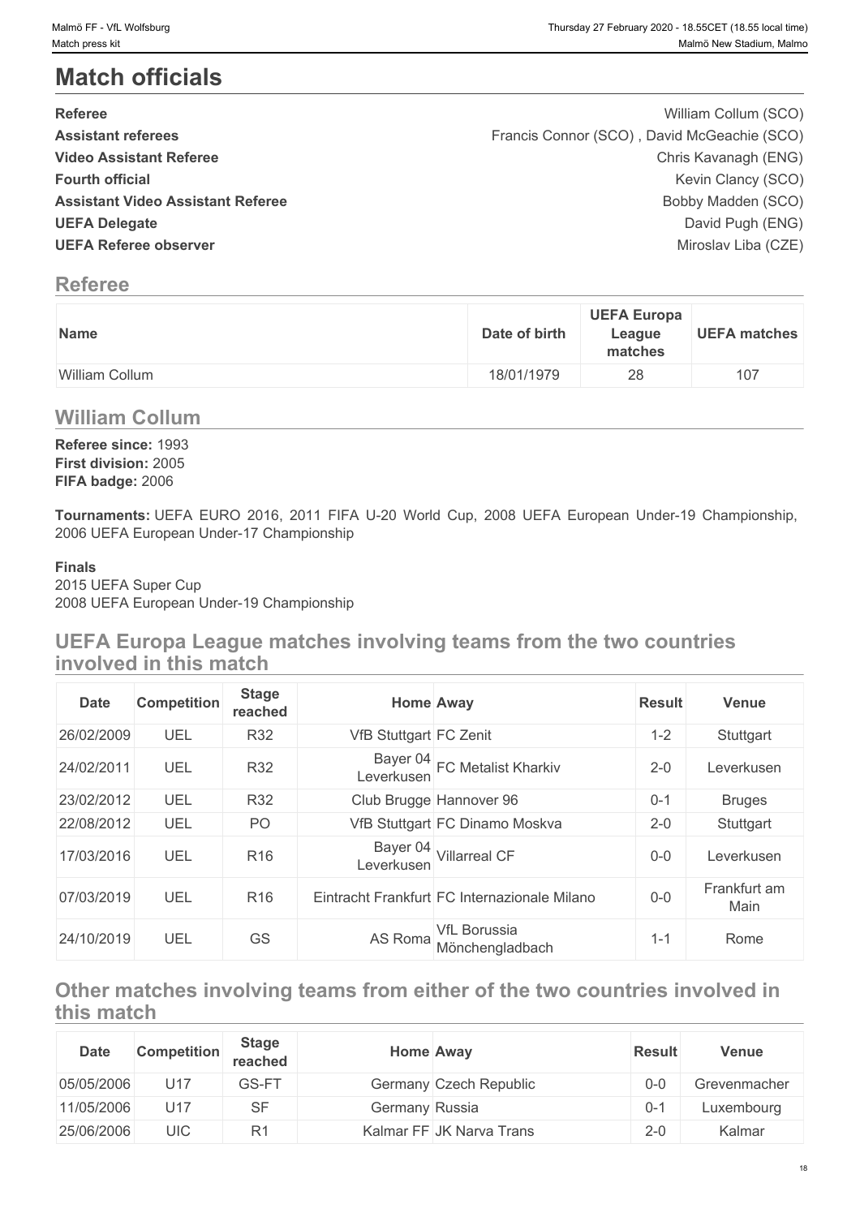# Match officials

| | |
|---|---|
| **Referee** | William Collum (SCO) |
| **Assistant referees** | Francis Connor (SCO) , David McGeachie (SCO) |
| **Video Assistant Referee** | Chris Kavanagh (ENG) |
| **Fourth official** | Kevin Clancy (SCO) |
| **Assistant Video Assistant Referee** | Bobby Madden (SCO) |
| **UEFA Delegate** | David Pugh (ENG) |
| **UEFA Referee observer** | Miroslav Liba (CZE) |

## Referee

| Name | Date of birth | UEFA Europa League matches | UEFA matches |
|---|---|---|---|
| William Collum | 18/01/1979 | 28 | 107 |

## William Collum

**Referee since:** 1993
**First division:** 2005
**FIFA badge:** 2006

**Tournaments:** UEFA EURO 2016, 2011 FIFA U-20 World Cup, 2008 UEFA European Under-19 Championship, 2006 UEFA European Under-17 Championship

**Finals**
2015 UEFA Super Cup
2008 UEFA European Under-19 Championship

## UEFA Europa League matches involving teams from the two countries involved in this match

| Date | Competition | Stage reached | Home | Away | Result | Venue |
|---|---|---|---|---|---|---|
| 26/02/2009 | UEL | R32 | VfB Stuttgart | FC Zenit | 1-2 | Stuttgart |
| 24/02/2011 | UEL | R32 | Bayer 04 Leverkusen | FC Metalist Kharkiv | 2-0 | Leverkusen |
| 23/02/2012 | UEL | R32 | Club Brugge | Hannover 96 | 0-1 | Bruges |
| 22/08/2012 | UEL | PO | VfB Stuttgart | FC Dinamo Moskva | 2-0 | Stuttgart |
| 17/03/2016 | UEL | R16 | Bayer 04 Leverkusen | Villarreal CF | 0-0 | Leverkusen |
| 07/03/2019 | UEL | R16 | Eintracht Frankfurt | FC Internazionale Milano | 0-0 | Frankfurt am Main |
| 24/10/2019 | UEL | GS | AS Roma | VfL Borussia Mönchengladbach | 1-1 | Rome |

## Other matches involving teams from either of the two countries involved in this match

| Date | Competition | Stage reached | Home | Away | Result | Venue |
|---|---|---|---|---|---|---|
| 05/05/2006 | U17 | GS-FT | Germany | Czech Republic | 0-0 | Grevenmacher |
| 11/05/2006 | U17 | SF | Germany | Russia | 0-1 | Luxembourg |
| 25/06/2006 | UIC | R1 | Kalmar FF | JK Narva Trans | 2-0 | Kalmar |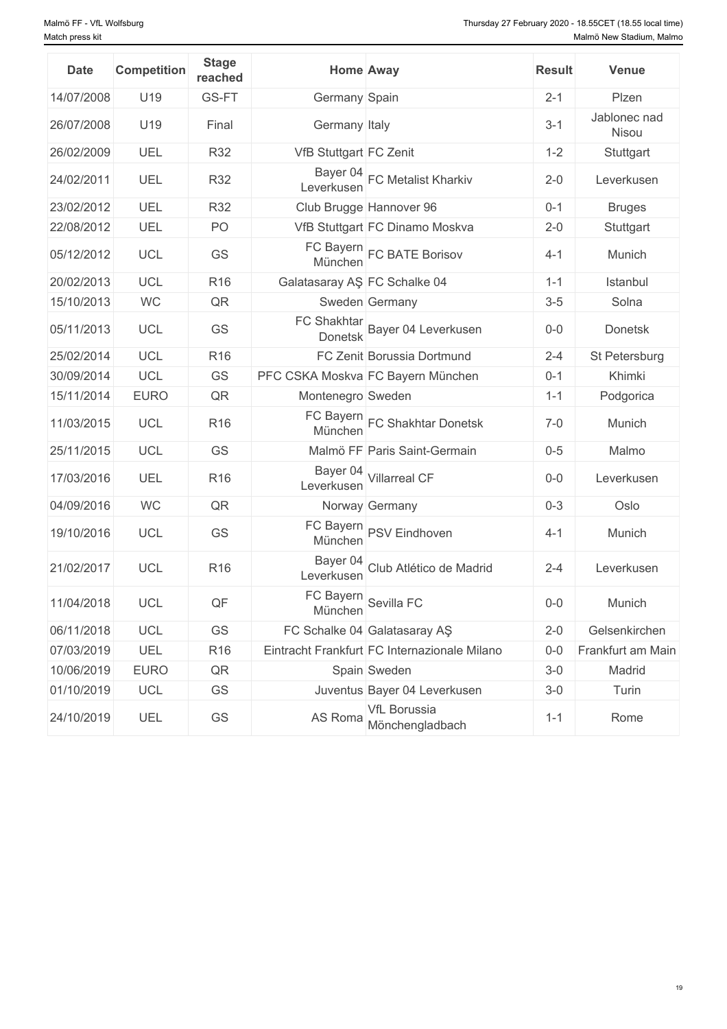| Date | Competition | Stage reached | Home | Away | Result | Venue |
|---|---|---|---|---|---|---|
| 14/07/2008 | U19 | GS-FT | Germany | Spain | 2-1 | Plzen |
| 26/07/2008 | U19 | Final | Germany | Italy | 3-1 | Jablonec nad Nisou |
| 26/02/2009 | UEL | R32 | VfB Stuttgart | FC Zenit | 1-2 | Stuttgart |
| 24/02/2011 | UEL | R32 | Bayer 04 Leverkusen | FC Metalist Kharkiv | 2-0 | Leverkusen |
| 23/02/2012 | UEL | R32 | Club Brugge | Hannover 96 | 0-1 | Bruges |
| 22/08/2012 | UEL | PO | VfB Stuttgart | FC Dinamo Moskva | 2-0 | Stuttgart |
| 05/12/2012 | UCL | GS | FC Bayern München | FC BATE Borisov | 4-1 | Munich |
| 20/02/2013 | UCL | R16 | Galatasaray AŞ | FC Schalke 04 | 1-1 | Istanbul |
| 15/10/2013 | WC | QR | Sweden | Germany | 3-5 | Solna |
| 05/11/2013 | UCL | GS | FC Shakhtar Donetsk | Bayer 04 Leverkusen | 0-0 | Donetsk |
| 25/02/2014 | UCL | R16 | FC Zenit | Borussia Dortmund | 2-4 | St Petersburg |
| 30/09/2014 | UCL | GS | PFC CSKA Moskva | FC Bayern München | 0-1 | Khimki |
| 15/11/2014 | EURO | QR | Montenegro | Sweden | 1-1 | Podgorica |
| 11/03/2015 | UCL | R16 | FC Bayern München | FC Shakhtar Donetsk | 7-0 | Munich |
| 25/11/2015 | UCL | GS | Malmö FF | Paris Saint-Germain | 0-5 | Malmo |
| 17/03/2016 | UEL | R16 | Bayer 04 Leverkusen | Villarreal CF | 0-0 | Leverkusen |
| 04/09/2016 | WC | QR | Norway | Germany | 0-3 | Oslo |
| 19/10/2016 | UCL | GS | FC Bayern München | PSV Eindhoven | 4-1 | Munich |
| 21/02/2017 | UCL | R16 | Bayer 04 Leverkusen | Club Atlético de Madrid | 2-4 | Leverkusen |
| 11/04/2018 | UCL | QF | FC Bayern München | Sevilla FC | 0-0 | Munich |
| 06/11/2018 | UCL | GS | FC Schalke 04 | Galatasaray AŞ | 2-0 | Gelsenkirchen |
| 07/03/2019 | UEL | R16 | Eintracht Frankfurt | FC Internazionale Milano | 0-0 | Frankfurt am Main |
| 10/06/2019 | EURO | QR | Spain | Sweden | 3-0 | Madrid |
| 01/10/2019 | UCL | GS | Juventus | Bayer 04 Leverkusen | 3-0 | Turin |
| 24/10/2019 | UEL | GS | AS Roma | VfL Borussia Mönchengladbach | 1-1 | Rome |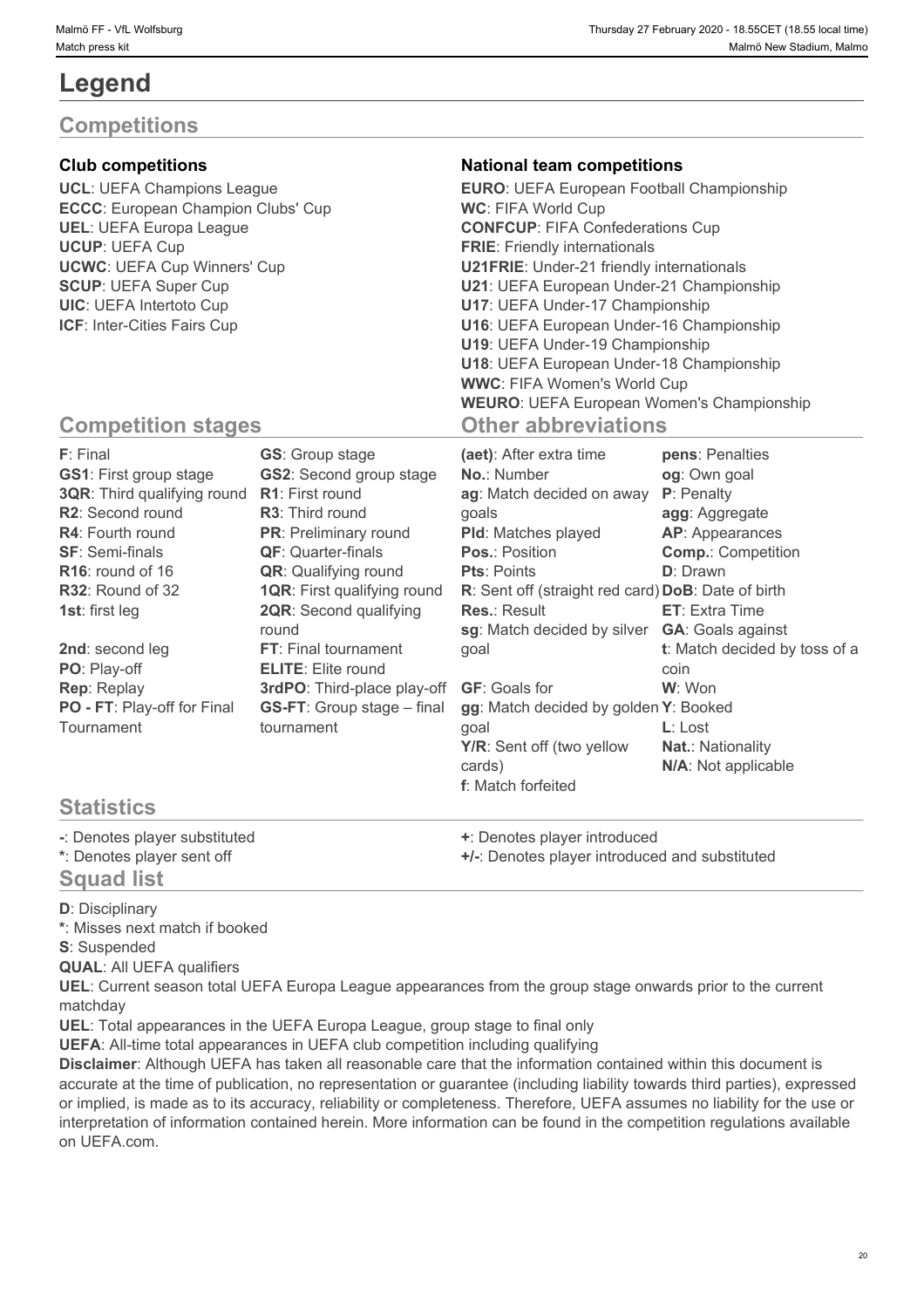# Legend

## Competitions

### Club competitions

**UCL**: UEFA Champions League
**ECCC**: European Champion Clubs' Cup
**UEL**: UEFA Europa League
**UCUP**: UEFA Cup
**UCWC**: UEFA Cup Winners' Cup
**SCUP**: UEFA Super Cup
**UIC**: UEFA Intertoto Cup
**ICF**: Inter-Cities Fairs Cup

### National team competitions

**EURO**: UEFA European Football Championship
**WC**: FIFA World Cup
**CONFCUP**: FIFA Confederations Cup
**FRIE**: Friendly internationals
**U21FRIE**: Under-21 friendly internationals
**U21**: UEFA European Under-21 Championship
**U17**: UEFA Under-17 Championship
**U16**: UEFA European Under-16 Championship
**U19**: UEFA Under-19 Championship
**U18**: UEFA European Under-18 Championship
**WWC**: FIFA Women's World Cup
**WEURO**: UEFA European Women's Championship

## Competition stages

**F**: Final
**GS1**: First group stage
**3QR**: Third qualifying round
**R2**: Second round
**R4**: Fourth round
**SF**: Semi-finals
**R16**: round of 16
**R32**: Round of 32
**1st**: first leg
**2nd**: second leg
**PO**: Play-off
**Rep**: Replay
**PO - FT**: Play-off for Final Tournament
**GS**: Group stage
**GS2**: Second group stage
**R1**: First round
**R3**: Third round
**PR**: Preliminary round
**QF**: Quarter-finals
**QR**: Qualifying round
**1QR**: First qualifying round
**2QR**: Second qualifying round
**FT**: Final tournament
**ELITE**: Elite round
**3rdPO**: Third-place play-off
**GS-FT**: Group stage – final tournament

## Other abbreviations

**(aet)**: After extra time
**No.**: Number
**ag**: Match decided on away goals
**Pld**: Matches played
**Pos.**: Position
**Pts**: Points
**R**: Sent off (straight red card)
**Res.**: Result
**sg**: Match decided by silver goal
**GF**: Goals for
**gg**: Match decided by golden goal
**Y/R**: Sent off (two yellow cards)
**f**: Match forfeited
**pens**: Penalties
**og**: Own goal
**P**: Penalty
**agg**: Aggregate
**AP**: Appearances
**Comp.**: Competition
**D**: Drawn
**DoB**: Date of birth
**ET**: Extra Time
**GA**: Goals against
**t**: Match decided by toss of a coin
**W**: Won
**Y**: Booked
**L**: Lost
**Nat.**: Nationality
**N/A**: Not applicable

## Statistics

**-**: Denotes player substituted
**\***: Denotes player sent off
**+**: Denotes player introduced
**+/-**: Denotes player introduced and substituted

## Squad list

**D**: Disciplinary
**\***: Misses next match if booked
**S**: Suspended
**QUAL**: All UEFA qualifiers
**UEL**: Current season total UEFA Europa League appearances from the group stage onwards prior to the current matchday
**UEL**: Total appearances in the UEFA Europa League, group stage to final only
**UEFA**: All-time total appearances in UEFA club competition including qualifying
**Disclaimer**: Although UEFA has taken all reasonable care that the information contained within this document is accurate at the time of publication, no representation or guarantee (including liability towards third parties), expressed or implied, is made as to its accuracy, reliability or completeness. Therefore, UEFA assumes no liability for the use or interpretation of information contained herein. More information can be found in the competition regulations available on UEFA.com.